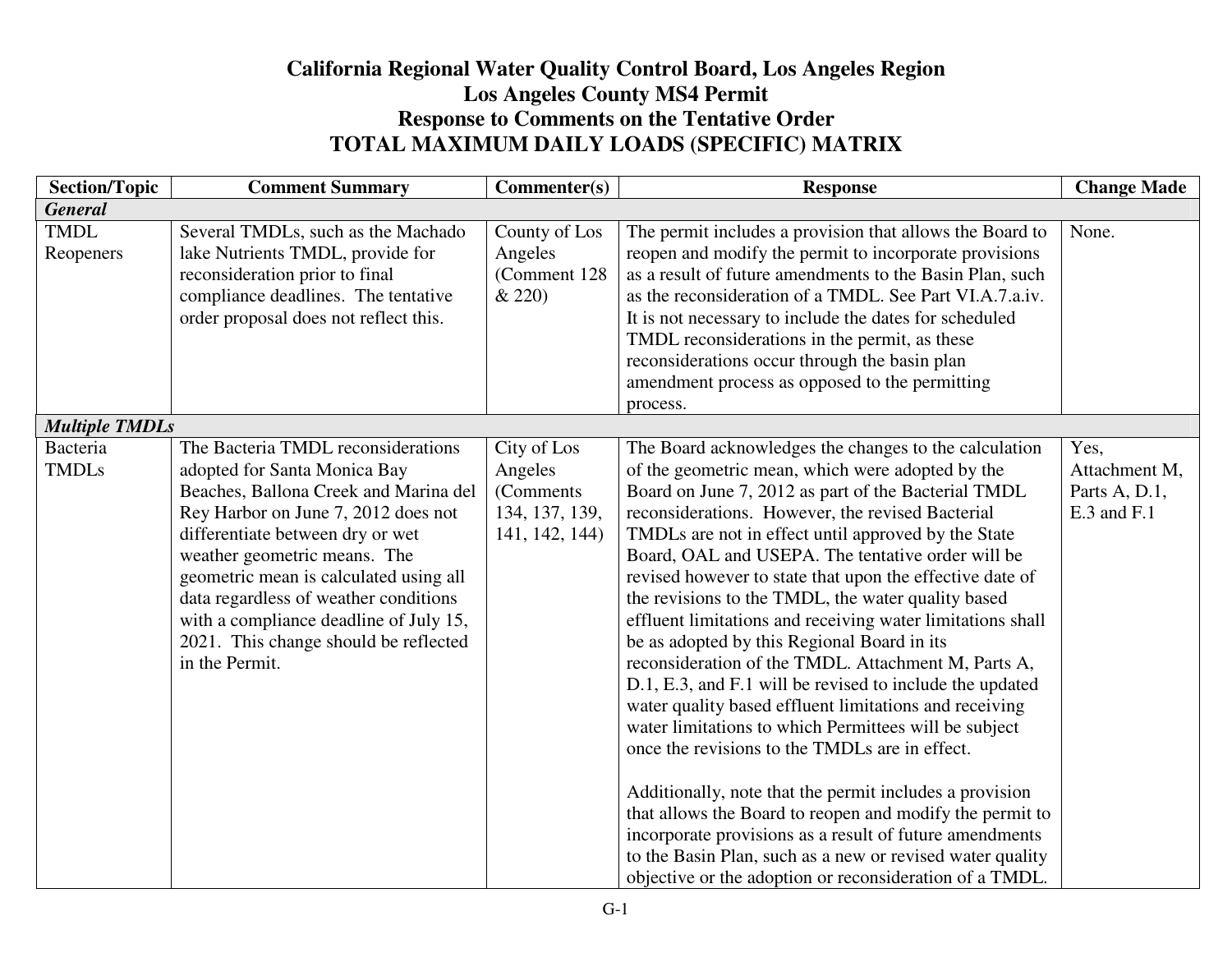# California Regional Water Quality Control Board, Los Angeles Region
## Los Angeles County MS4 Permit
## Response to Comments on the Tentative Order
## TOTAL MAXIMUM DAILY LOADS (SPECIFIC) MATRIX

| Section/Topic | Comment Summary | Commenter(s) | Response | Change Made |
|---|---|---|---|---|
| ***General*** | | | | |
| TMDL Reopeners | Several TMDLs, such as the Machado lake Nutrients TMDL, provide for reconsideration prior to final compliance deadlines. The tentative order proposal does not reflect this. | County of Los Angeles (Comment 128 & 220) | The permit includes a provision that allows the Board to reopen and modify the permit to incorporate provisions as a result of future amendments to the Basin Plan, such as the reconsideration of a TMDL. See Part VI.A.7.a.iv. It is not necessary to include the dates for scheduled TMDL reconsiderations in the permit, as these reconsiderations occur through the basin plan amendment process as opposed to the permitting process. | None. |
| ***Multiple TMDLs*** | | | | |
| Bacteria TMDLs | The Bacteria TMDL reconsiderations adopted for Santa Monica Bay Beaches, Ballona Creek and Marina del Rey Harbor on June 7, 2012 does not differentiate between dry or wet weather geometric means. The geometric mean is calculated using all data regardless of weather conditions with a compliance deadline of July 15, 2021. This change should be reflected in the Permit. | City of Los Angeles (Comments 134, 137, 139, 141, 142, 144) | The Board acknowledges the changes to the calculation of the geometric mean, which were adopted by the Board on June 7, 2012 as part of the Bacterial TMDL reconsiderations. However, the revised Bacterial TMDLs are not in effect until approved by the State Board, OAL and USEPA. The tentative order will be revised however to state that upon the effective date of the revisions to the TMDL, the water quality based effluent limitations and receiving water limitations shall be as adopted by this Regional Board in its reconsideration of the TMDL. Attachment M, Parts A, D.1, E.3, and F.1 will be revised to include the updated water quality based effluent limitations and receiving water limitations to which Permittees will be subject once the revisions to the TMDLs are in effect.<br><br>Additionally, note that the permit includes a provision that allows the Board to reopen and modify the permit to incorporate provisions as a result of future amendments to the Basin Plan, such as a new or revised water quality objective or the adoption or reconsideration of a TMDL. | Yes, Attachment M, Parts A, D.1, E.3 and F.1 |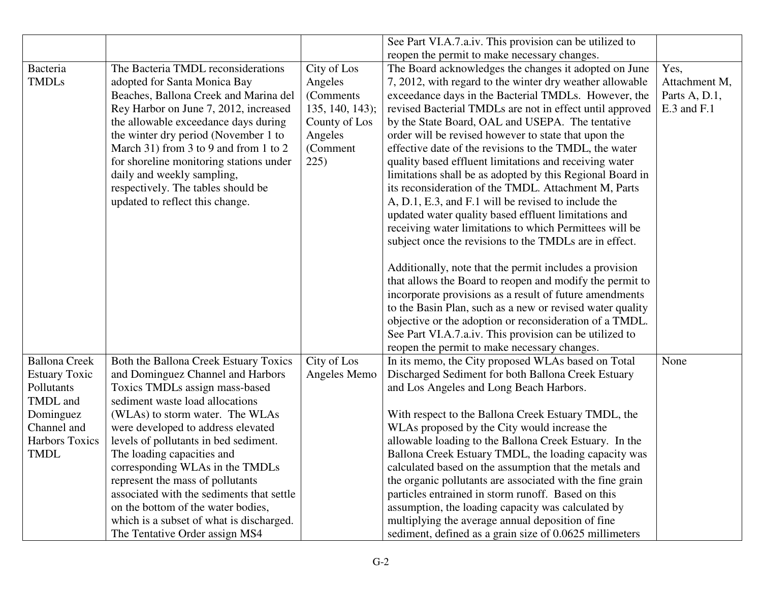| | | | | |
|---|---|---|---|---|
| | | | See Part VI.A.7.a.iv. This provision can be utilized to reopen the permit to make necessary changes. | |
| Bacteria TMDLs | The Bacteria TMDL reconsiderations adopted for Santa Monica Bay Beaches, Ballona Creek and Marina del Rey Harbor on June 7, 2012, increased the allowable exceedance days during the winter dry period (November 1 to March 31) from 3 to 9 and from 1 to 2 for shoreline monitoring stations under daily and weekly sampling, respectively. The tables should be updated to reflect this change. | City of Los Angeles (Comments 135, 140, 143); County of Los Angeles (Comment 225) | The Board acknowledges the changes it adopted on June 7, 2012, with regard to the winter dry weather allowable exceedance days in the Bacterial TMDLs. However, the revised Bacterial TMDLs are not in effect until approved by the State Board, OAL and USEPA. The tentative order will be revised however to state that upon the effective date of the revisions to the TMDL, the water quality based effluent limitations and receiving water limitations shall be as adopted by this Regional Board in its reconsideration of the TMDL. Attachment M, Parts A, D.1, E.3, and F.1 will be revised to include the updated water quality based effluent limitations and receiving water limitations to which Permittees will be subject once the revisions to the TMDLs are in effect.<br><br>Additionally, note that the permit includes a provision that allows the Board to reopen and modify the permit to incorporate provisions as a result of future amendments to the Basin Plan, such as a new or revised water quality objective or the adoption or reconsideration of a TMDL. See Part VI.A.7.a.iv. This provision can be utilized to reopen the permit to make necessary changes. | Yes, Attachment M, Parts A, D.1, E.3 and F.1 |
| Ballona Creek Estuary Toxic Pollutants TMDL and Dominguez Channel and Harbors Toxics TMDL | Both the Ballona Creek Estuary Toxics and Dominguez Channel and Harbors Toxics TMDLs assign mass-based sediment waste load allocations (WLAs) to storm water. The WLAs were developed to address elevated levels of pollutants in bed sediment. The loading capacities and corresponding WLAs in the TMDLs represent the mass of pollutants associated with the sediments that settle on the bottom of the water bodies, which is a subset of what is discharged. The Tentative Order assign MS4 | City of Los Angeles Memo | In its memo, the City proposed WLAs based on Total Discharged Sediment for both Ballona Creek Estuary and Los Angeles and Long Beach Harbors.<br><br>With respect to the Ballona Creek Estuary TMDL, the WLAs proposed by the City would increase the allowable loading to the Ballona Creek Estuary. In the Ballona Creek Estuary TMDL, the loading capacity was calculated based on the assumption that the metals and the organic pollutants are associated with the fine grain particles entrained in storm runoff. Based on this assumption, the loading capacity was calculated by multiplying the average annual deposition of fine sediment, defined as a grain size of 0.0625 millimeters | None |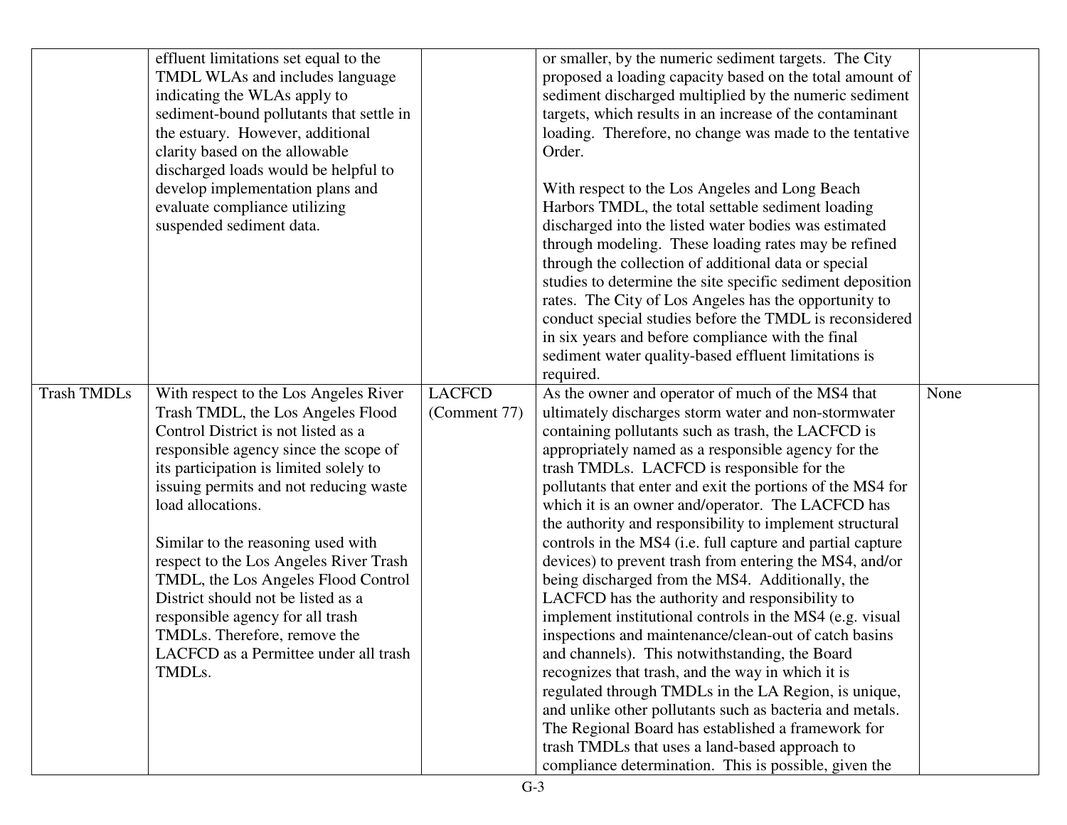| | | | | |
|---|---|---|---|---|
| | effluent limitations set equal to the TMDL WLAs and includes language indicating the WLAs apply to sediment-bound pollutants that settle in the estuary. However, additional clarity based on the allowable discharged loads would be helpful to develop implementation plans and evaluate compliance utilizing suspended sediment data. | | or smaller, by the numeric sediment targets. The City proposed a loading capacity based on the total amount of sediment discharged multiplied by the numeric sediment targets, which results in an increase of the contaminant loading. Therefore, no change was made to the tentative Order.<br><br>With respect to the Los Angeles and Long Beach Harbors TMDL, the total settable sediment loading discharged into the listed water bodies was estimated through modeling. These loading rates may be refined through the collection of additional data or special studies to determine the site specific sediment deposition rates. The City of Los Angeles has the opportunity to conduct special studies before the TMDL is reconsidered in six years and before compliance with the final sediment water quality-based effluent limitations is required. | |
| Trash TMDLs | With respect to the Los Angeles River Trash TMDL, the Los Angeles Flood Control District is not listed as a responsible agency since the scope of its participation is limited solely to issuing permits and not reducing waste load allocations.<br><br>Similar to the reasoning used with respect to the Los Angeles River Trash TMDL, the Los Angeles Flood Control District should not be listed as a responsible agency for all trash TMDLs. Therefore, remove the LACFCD as a Permittee under all trash TMDLs. | LACFCD (Comment 77) | As the owner and operator of much of the MS4 that ultimately discharges storm water and non-stormwater containing pollutants such as trash, the LACFCD is appropriately named as a responsible agency for the trash TMDLs. LACFCD is responsible for the pollutants that enter and exit the portions of the MS4 for which it is an owner and/or operator. The LACFCD has the authority and responsibility to implement structural controls in the MS4 (i.e. full capture and partial capture devices) to prevent trash from entering the MS4, and/or being discharged from the MS4. Additionally, the LACFCD has the authority and responsibility to implement institutional controls in the MS4 (e.g. visual inspections and maintenance/clean-out of catch basins and channels). This notwithstanding, the Board recognizes that trash, and the way in which it is regulated through TMDLs in the LA Region, is unique, and unlike other pollutants such as bacteria and metals. The Regional Board has established a framework for trash TMDLs that uses a land-based approach to compliance determination. This is possible, given the | None |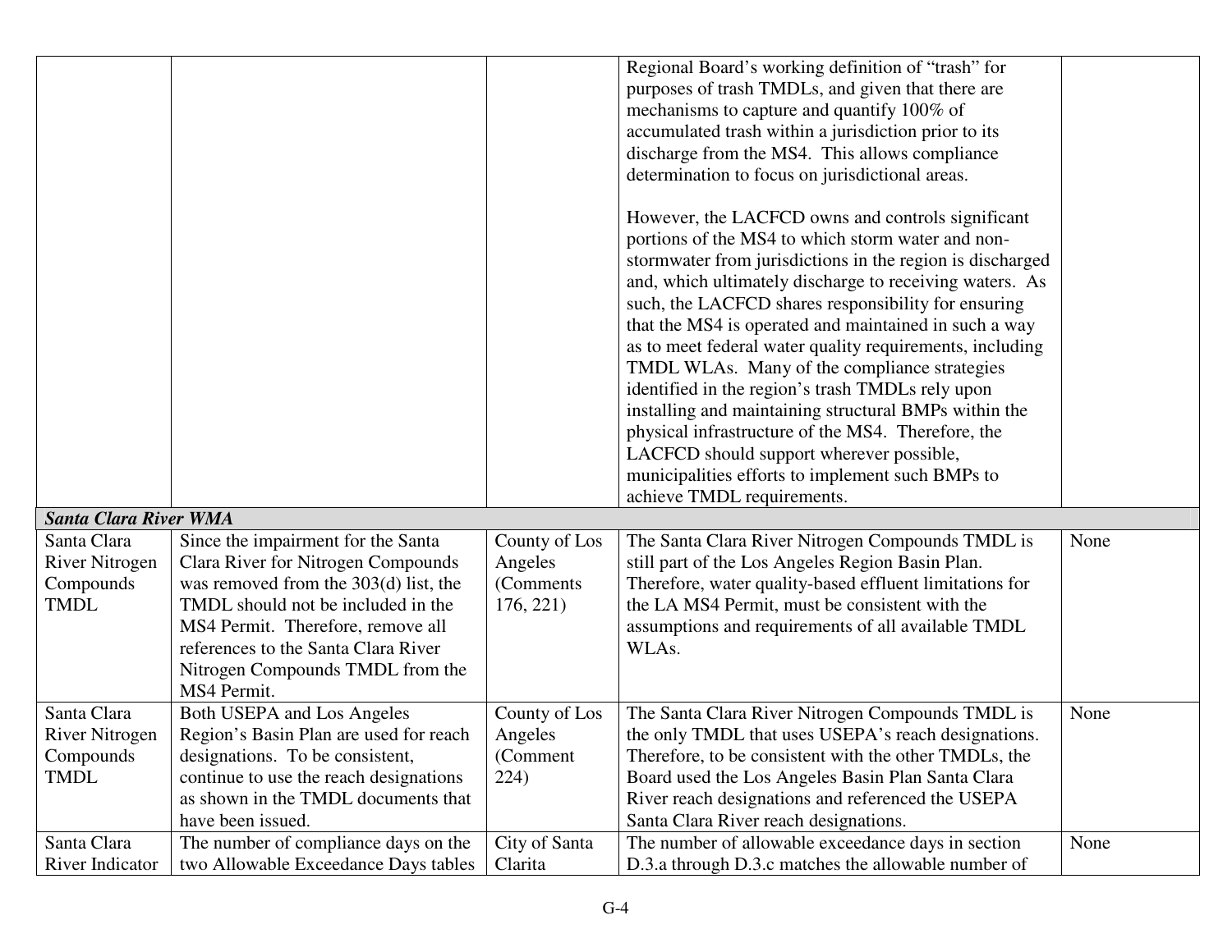| | | | | |
|---|---|---|---|---|
| | | | Regional Board's working definition of "trash" for purposes of trash TMDLs, and given that there are mechanisms to capture and quantify 100% of accumulated trash within a jurisdiction prior to its discharge from the MS4. This allows compliance determination to focus on jurisdictional areas.<br><br>However, the LACFCD owns and controls significant portions of the MS4 to which storm water and non-stormwater from jurisdictions in the region is discharged and, which ultimately discharge to receiving waters. As such, the LACFCD shares responsibility for ensuring that the MS4 is operated and maintained in such a way as to meet federal water quality requirements, including TMDL WLAs. Many of the compliance strategies identified in the region's trash TMDLs rely upon installing and maintaining structural BMPs within the physical infrastructure of the MS4. Therefore, the LACFCD should support wherever possible, municipalities efforts to implement such BMPs to achieve TMDL requirements. | |
| ***Santa Clara River WMA*** | | | | |
| Santa Clara River Nitrogen Compounds TMDL | Since the impairment for the Santa Clara River for Nitrogen Compounds was removed from the 303(d) list, the TMDL should not be included in the MS4 Permit. Therefore, remove all references to the Santa Clara River Nitrogen Compounds TMDL from the MS4 Permit. | County of Los Angeles (Comments 176, 221) | The Santa Clara River Nitrogen Compounds TMDL is still part of the Los Angeles Region Basin Plan. Therefore, water quality-based effluent limitations for the LA MS4 Permit, must be consistent with the assumptions and requirements of all available TMDL WLAs. | None |
| Santa Clara River Nitrogen Compounds TMDL | Both USEPA and Los Angeles Region's Basin Plan are used for reach designations. To be consistent, continue to use the reach designations as shown in the TMDL documents that have been issued. | County of Los Angeles (Comment 224) | The Santa Clara River Nitrogen Compounds TMDL is the only TMDL that uses USEPA's reach designations. Therefore, to be consistent with the other TMDLs, the Board used the Los Angeles Basin Plan Santa Clara River reach designations and referenced the USEPA Santa Clara River reach designations. | None |
| Santa Clara River Indicator | The number of compliance days on the two Allowable Exceedance Days tables | City of Santa Clarita | The number of allowable exceedance days in section D.3.a through D.3.c matches the allowable number of | None |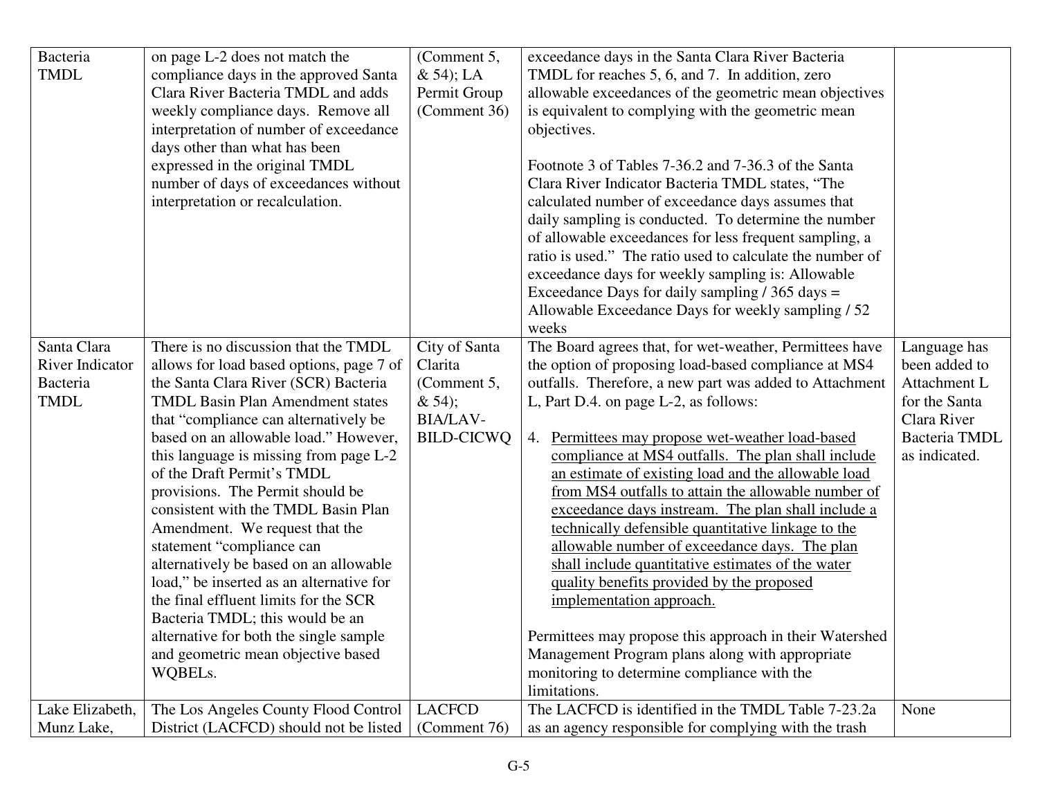| | | | | |
|---|---|---|---|---|
| Bacteria TMDL | on page L-2 does not match the compliance days in the approved Santa Clara River Bacteria TMDL and adds weekly compliance days. Remove all interpretation of number of exceedance days other than what has been expressed in the original TMDL number of days of exceedances without interpretation or recalculation. | (Comment 5, & 54); LA Permit Group (Comment 36) | exceedance days in the Santa Clara River Bacteria TMDL for reaches 5, 6, and 7. In addition, zero allowable exceedances of the geometric mean objectives is equivalent to complying with the geometric mean objectives.<br><br>Footnote 3 of Tables 7-36.2 and 7-36.3 of the Santa Clara River Indicator Bacteria TMDL states, "The calculated number of exceedance days assumes that daily sampling is conducted. To determine the number of allowable exceedances for less frequent sampling, a ratio is used." The ratio used to calculate the number of exceedance days for weekly sampling is: Allowable Exceedance Days for daily sampling / 365 days = Allowable Exceedance Days for weekly sampling / 52 weeks | |
| Santa Clara River Indicator Bacteria TMDL | There is no discussion that the TMDL allows for load based options, page 7 of the Santa Clara River (SCR) Bacteria TMDL Basin Plan Amendment states that "compliance can alternatively be based on an allowable load." However, this language is missing from page L-2 of the Draft Permit's TMDL provisions. The Permit should be consistent with the TMDL Basin Plan Amendment. We request that the statement "compliance can alternatively be based on an allowable load," be inserted as an alternative for the final effluent limits for the SCR Bacteria TMDL; this would be an alternative for both the single sample and geometric mean objective based WQBELs. | City of Santa Clarita (Comment 5, & 54); BIA/LAV-BILD-CICWQ | The Board agrees that, for wet-weather, Permittees have the option of proposing load-based compliance at MS4 outfalls. Therefore, a new part was added to Attachment L, Part D.4. on page L-2, as follows:<br><br>4. <u>Permittees may propose wet-weather load-based compliance at MS4 outfalls. The plan shall include an estimate of existing load and the allowable load from MS4 outfalls to attain the allowable number of exceedance days instream. The plan shall include a technically defensible quantitative linkage to the allowable number of exceedance days. The plan shall include quantitative estimates of the water quality benefits provided by the proposed implementation approach.</u><br><br>Permittees may propose this approach in their Watershed Management Program plans along with appropriate monitoring to determine compliance with the limitations. | Language has been added to Attachment L for the Santa Clara River Bacteria TMDL as indicated. |
| Lake Elizabeth, Munz Lake, | The Los Angeles County Flood Control District (LACFCD) should not be listed | LACFCD (Comment 76) | The LACFCD is identified in the TMDL Table 7-23.2a as an agency responsible for complying with the trash | None |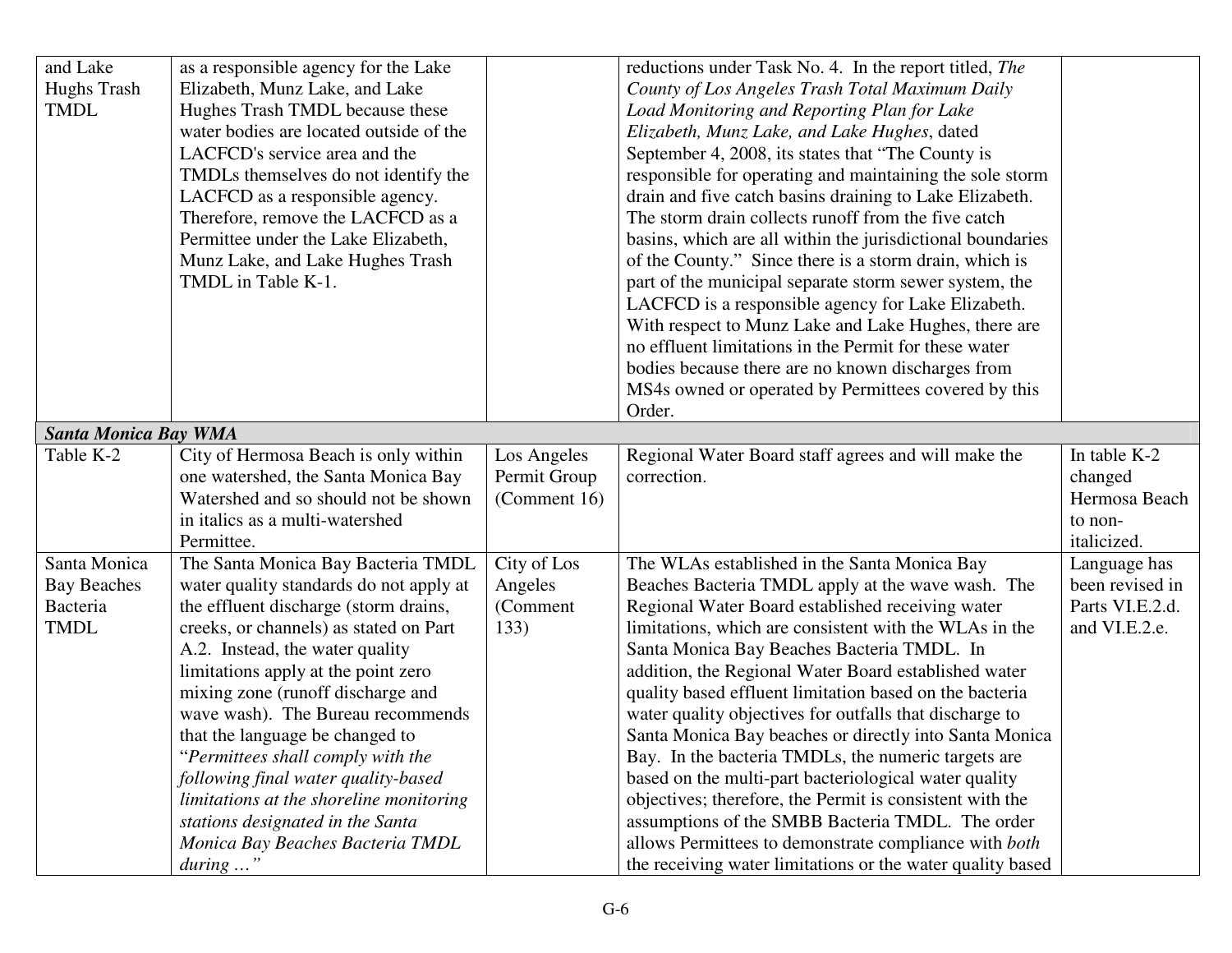| | | | | |
|---|---|---|---|---|
| and Lake Hughs Trash TMDL | as a responsible agency for the Lake Elizabeth, Munz Lake, and Lake Hughes Trash TMDL because these water bodies are located outside of the LACFCD's service area and the TMDLs themselves do not identify the LACFCD as a responsible agency. Therefore, remove the LACFCD as a Permittee under the Lake Elizabeth, Munz Lake, and Lake Hughes Trash TMDL in Table K-1. | | reductions under Task No. 4. In the report titled, *The County of Los Angeles Trash Total Maximum Daily Load Monitoring and Reporting Plan for Lake Elizabeth, Munz Lake, and Lake Hughes*, dated September 4, 2008, its states that "The County is responsible for operating and maintaining the sole storm drain and five catch basins draining to Lake Elizabeth. The storm drain collects runoff from the five catch basins, which are all within the jurisdictional boundaries of the County." Since there is a storm drain, which is part of the municipal separate storm sewer system, the LACFCD is a responsible agency for Lake Elizabeth. With respect to Munz Lake and Lake Hughes, there are no effluent limitations in the Permit for these water bodies because there are no known discharges from MS4s owned or operated by Permittees covered by this Order. | |
| ***Santa Monica Bay WMA*** | | | | |
| Table K-2 | City of Hermosa Beach is only within one watershed, the Santa Monica Bay Watershed and so should not be shown in italics as a multi-watershed Permittee. | Los Angeles Permit Group (Comment 16) | Regional Water Board staff agrees and will make the correction. | In table K-2 changed Hermosa Beach to non-italicized. |
| Santa Monica Bay Beaches Bacteria TMDL | The Santa Monica Bay Bacteria TMDL water quality standards do not apply at the effluent discharge (storm drains, creeks, or channels) as stated on Part A.2. Instead, the water quality limitations apply at the point zero mixing zone (runoff discharge and wave wash). The Bureau recommends that the language be changed to "*Permittees shall comply with the following final water quality-based limitations at the shoreline monitoring stations designated in the Santa Monica Bay Beaches Bacteria TMDL during …*" | City of Los Angeles (Comment 133) | The WLAs established in the Santa Monica Bay Beaches Bacteria TMDL apply at the wave wash. The Regional Water Board established receiving water limitations, which are consistent with the WLAs in the Santa Monica Bay Beaches Bacteria TMDL. In addition, the Regional Water Board established water quality based effluent limitation based on the bacteria water quality objectives for outfalls that discharge to Santa Monica Bay beaches or directly into Santa Monica Bay. In the bacteria TMDLs, the numeric targets are based on the multi-part bacteriological water quality objectives; therefore, the Permit is consistent with the assumptions of the SMBB Bacteria TMDL. The order allows Permittees to demonstrate compliance with *both* the receiving water limitations or the water quality based | Language has been revised in Parts VI.E.2.d. and VI.E.2.e. |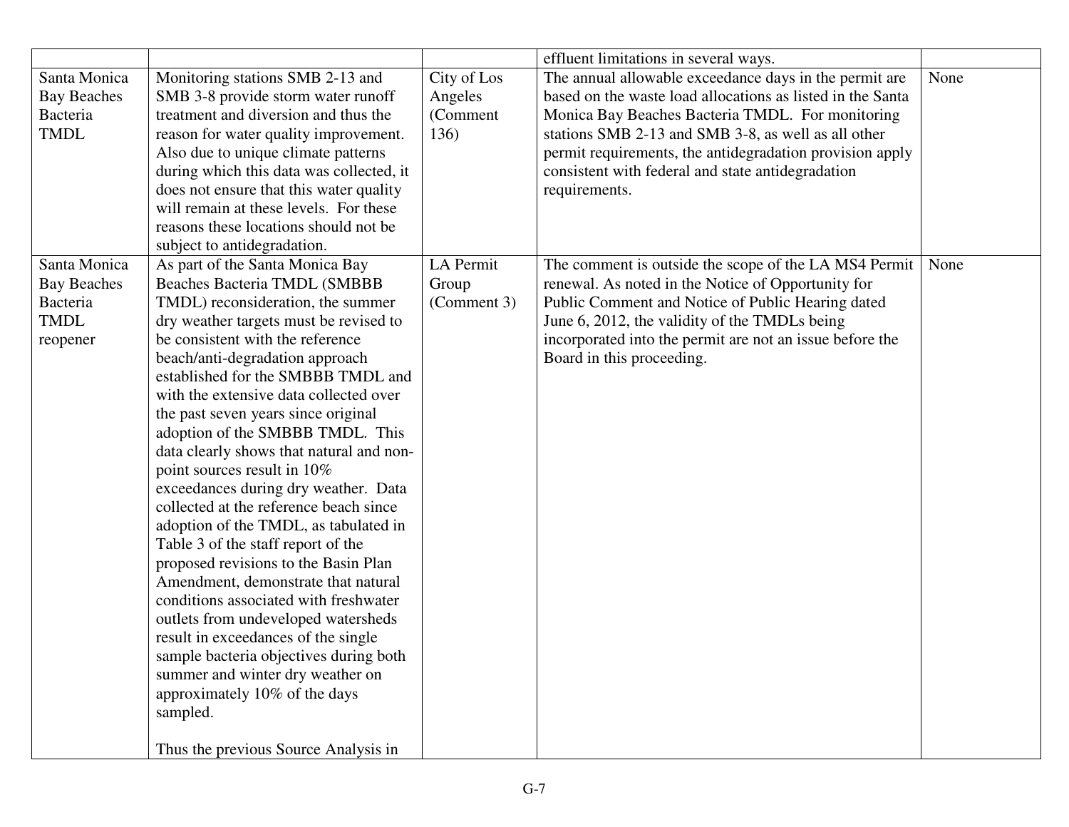| | | | | |
|---|---|---|---|---|
| | | | effluent limitations in several ways. | |
| Santa Monica Bay Beaches Bacteria TMDL | Monitoring stations SMB 2-13 and SMB 3-8 provide storm water runoff treatment and diversion and thus the reason for water quality improvement. Also due to unique climate patterns during which this data was collected, it does not ensure that this water quality will remain at these levels. For these reasons these locations should not be subject to antidegradation. | City of Los Angeles (Comment 136) | The annual allowable exceedance days in the permit are based on the waste load allocations as listed in the Santa Monica Bay Beaches Bacteria TMDL. For monitoring stations SMB 2-13 and SMB 3-8, as well as all other permit requirements, the antidegradation provision apply consistent with federal and state antidegradation requirements. | None |
| Santa Monica Bay Beaches Bacteria TMDL reopener | As part of the Santa Monica Bay Beaches Bacteria TMDL (SMBBB TMDL) reconsideration, the summer dry weather targets must be revised to be consistent with the reference beach/anti-degradation approach established for the SMBBB TMDL and with the extensive data collected over the past seven years since original adoption of the SMBBB TMDL. This data clearly shows that natural and non-point sources result in 10% exceedances during dry weather. Data collected at the reference beach since adoption of the TMDL, as tabulated in Table 3 of the staff report of the proposed revisions to the Basin Plan Amendment, demonstrate that natural conditions associated with freshwater outlets from undeveloped watersheds result in exceedances of the single sample bacteria objectives during both summer and winter dry weather on approximately 10% of the days sampled.<br><br>Thus the previous Source Analysis in | LA Permit Group (Comment 3) | The comment is outside the scope of the LA MS4 Permit renewal. As noted in the Notice of Opportunity for Public Comment and Notice of Public Hearing dated June 6, 2012, the validity of the TMDLs being incorporated into the permit are not an issue before the Board in this proceeding. | None |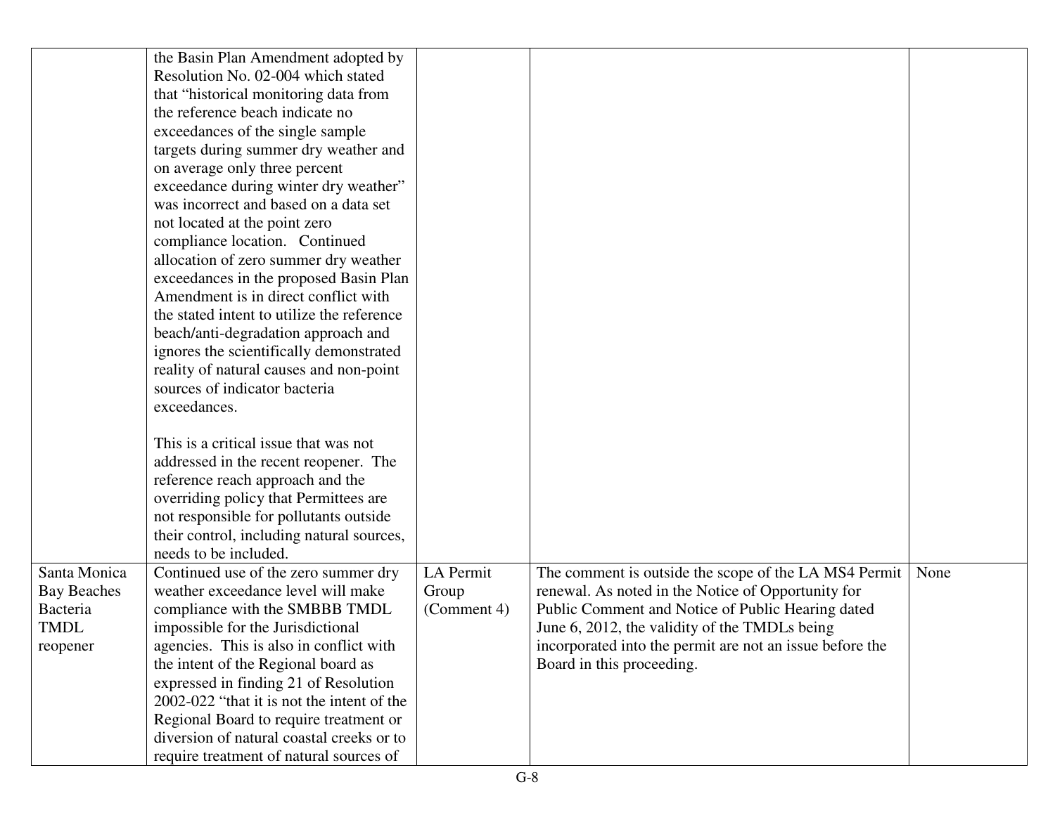| | | | | |
|---|---|---|---|---|
| | the Basin Plan Amendment adopted by Resolution No. 02-004 which stated that "historical monitoring data from the reference beach indicate no exceedances of the single sample targets during summer dry weather and on average only three percent exceedance during winter dry weather" was incorrect and based on a data set not located at the point zero compliance location. Continued allocation of zero summer dry weather exceedances in the proposed Basin Plan Amendment is in direct conflict with the stated intent to utilize the reference beach/anti-degradation approach and ignores the scientifically demonstrated reality of natural causes and non-point sources of indicator bacteria exceedances.<br><br>This is a critical issue that was not addressed in the recent reopener. The reference reach approach and the overriding policy that Permittees are not responsible for pollutants outside their control, including natural sources, needs to be included. | | | |
| Santa Monica Bay Beaches Bacteria TMDL reopener | Continued use of the zero summer dry weather exceedance level will make compliance with the SMBBB TMDL impossible for the Jurisdictional agencies. This is also in conflict with the intent of the Regional board as expressed in finding 21 of Resolution 2002-022 "that it is not the intent of the Regional Board to require treatment or diversion of natural coastal creeks or to require treatment of natural sources of | LA Permit Group (Comment 4) | The comment is outside the scope of the LA MS4 Permit renewal. As noted in the Notice of Opportunity for Public Comment and Notice of Public Hearing dated June 6, 2012, the validity of the TMDLs being incorporated into the permit are not an issue before the Board in this proceeding. | None |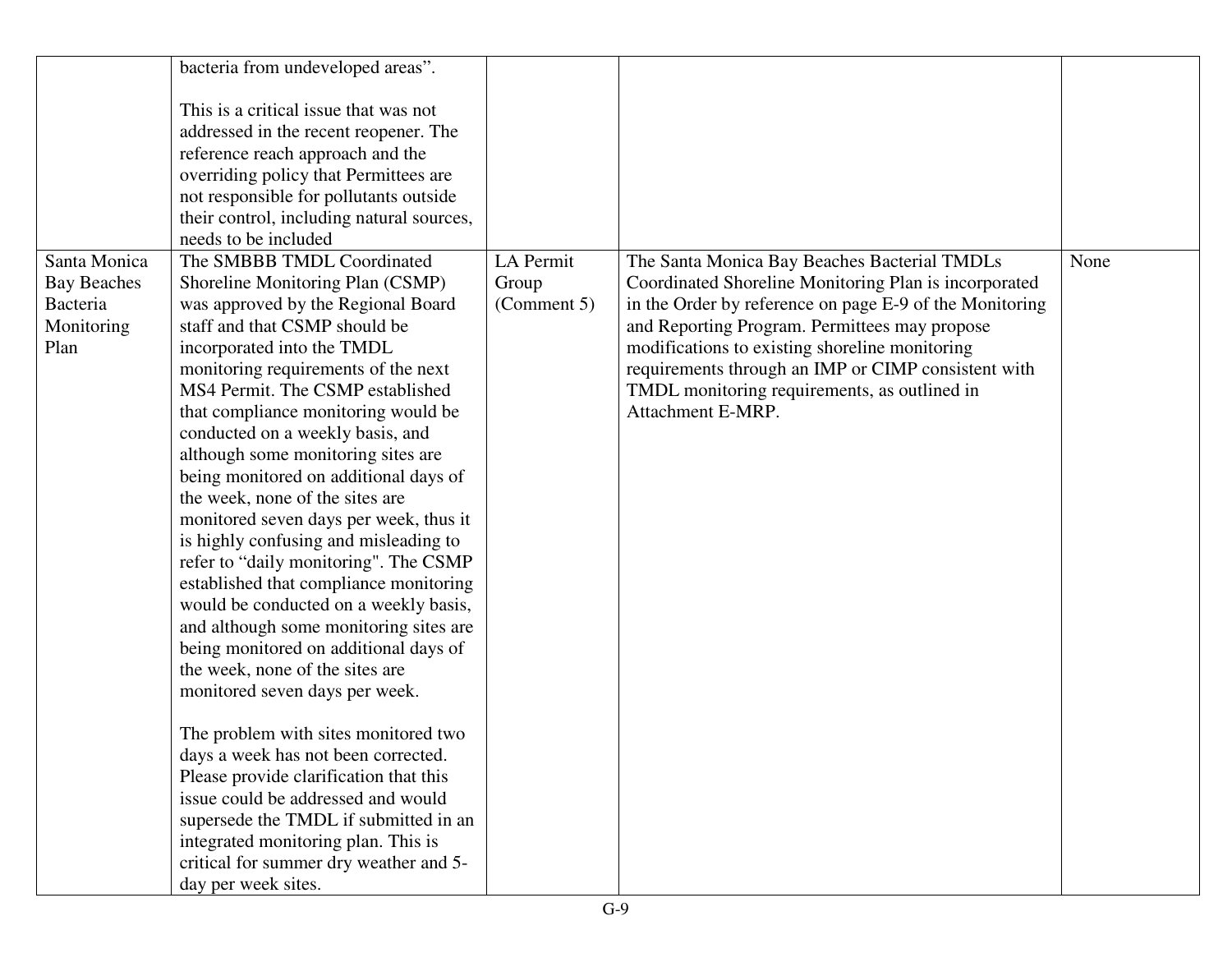| | | | | |
|---|---|---|---|---|
| | bacteria from undeveloped areas".<br><br>This is a critical issue that was not addressed in the recent reopener. The reference reach approach and the overriding policy that Permittees are not responsible for pollutants outside their control, including natural sources, needs to be included | | | |
| Santa Monica Bay Beaches Bacteria Monitoring Plan | The SMBBB TMDL Coordinated Shoreline Monitoring Plan (CSMP) was approved by the Regional Board staff and that CSMP should be incorporated into the TMDL monitoring requirements of the next MS4 Permit. The CSMP established that compliance monitoring would be conducted on a weekly basis, and although some monitoring sites are being monitored on additional days of the week, none of the sites are monitored seven days per week, thus it is highly confusing and misleading to refer to "daily monitoring". The CSMP established that compliance monitoring would be conducted on a weekly basis, and although some monitoring sites are being monitored on additional days of the week, none of the sites are monitored seven days per week.<br><br>The problem with sites monitored two days a week has not been corrected. Please provide clarification that this issue could be addressed and would supersede the TMDL if submitted in an integrated monitoring plan. This is critical for summer dry weather and 5-day per week sites. | LA Permit Group (Comment 5) | The Santa Monica Bay Beaches Bacterial TMDLs Coordinated Shoreline Monitoring Plan is incorporated in the Order by reference on page E-9 of the Monitoring and Reporting Program. Permittees may propose modifications to existing shoreline monitoring requirements through an IMP or CIMP consistent with TMDL monitoring requirements, as outlined in Attachment E-MRP. | None |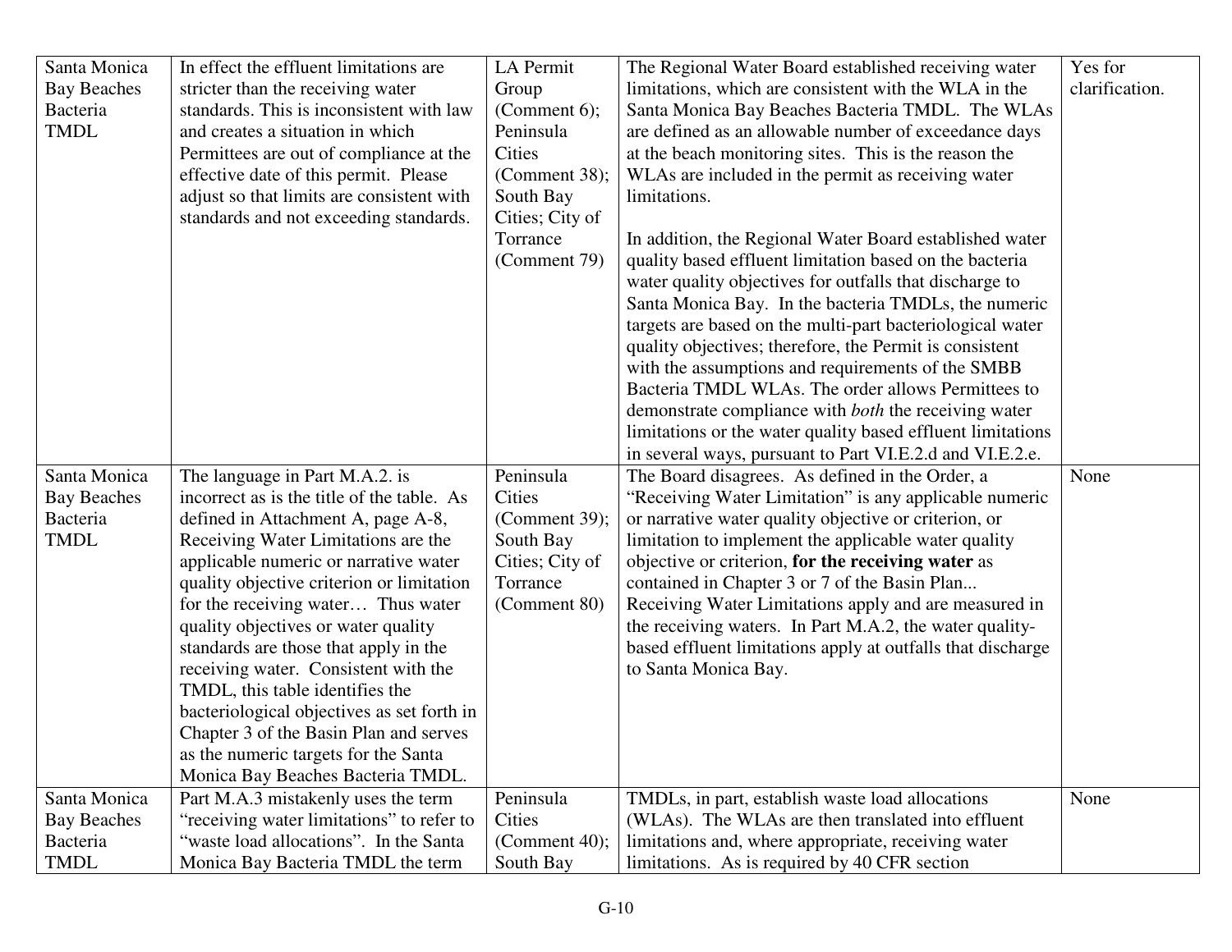| | | | | |
|---|---|---|---|---|
| Santa Monica Bay Beaches Bacteria TMDL | In effect the effluent limitations are stricter than the receiving water standards. This is inconsistent with law and creates a situation in which Permittees are out of compliance at the effective date of this permit. Please adjust so that limits are consistent with standards and not exceeding standards. | LA Permit Group (Comment 6); Peninsula Cities (Comment 38); South Bay Cities; City of Torrance (Comment 79) | The Regional Water Board established receiving water limitations, which are consistent with the WLA in the Santa Monica Bay Beaches Bacteria TMDL. The WLAs are defined as an allowable number of exceedance days at the beach monitoring sites. This is the reason the WLAs are included in the permit as receiving water limitations.<br><br>In addition, the Regional Water Board established water quality based effluent limitation based on the bacteria water quality objectives for outfalls that discharge to Santa Monica Bay. In the bacteria TMDLs, the numeric targets are based on the multi-part bacteriological water quality objectives; therefore, the Permit is consistent with the assumptions and requirements of the SMBB Bacteria TMDL WLAs. The order allows Permittees to demonstrate compliance with *both* the receiving water limitations or the water quality based effluent limitations in several ways, pursuant to Part VI.E.2.d and VI.E.2.e. | Yes for clarification. |
| Santa Monica Bay Beaches Bacteria TMDL | The language in Part M.A.2. is incorrect as is the title of the table. As defined in Attachment A, page A-8, Receiving Water Limitations are the applicable numeric or narrative water quality objective criterion or limitation for the receiving water… Thus water quality objectives or water quality standards are those that apply in the receiving water. Consistent with the TMDL, this table identifies the bacteriological objectives as set forth in Chapter 3 of the Basin Plan and serves as the numeric targets for the Santa Monica Bay Beaches Bacteria TMDL. | Peninsula Cities (Comment 39); South Bay Cities; City of Torrance (Comment 80) | The Board disagrees. As defined in the Order, a "Receiving Water Limitation" is any applicable numeric or narrative water quality objective or criterion, or limitation to implement the applicable water quality objective or criterion, **for the receiving water** as contained in Chapter 3 or 7 of the Basin Plan... Receiving Water Limitations apply and are measured in the receiving waters. In Part M.A.2, the water quality-based effluent limitations apply at outfalls that discharge to Santa Monica Bay. | None |
| Santa Monica Bay Beaches Bacteria TMDL | Part M.A.3 mistakenly uses the term "receiving water limitations" to refer to "waste load allocations". In the Santa Monica Bay Bacteria TMDL the term | Peninsula Cities (Comment 40); South Bay | TMDLs, in part, establish waste load allocations (WLAs). The WLAs are then translated into effluent limitations and, where appropriate, receiving water limitations. As is required by 40 CFR section | None |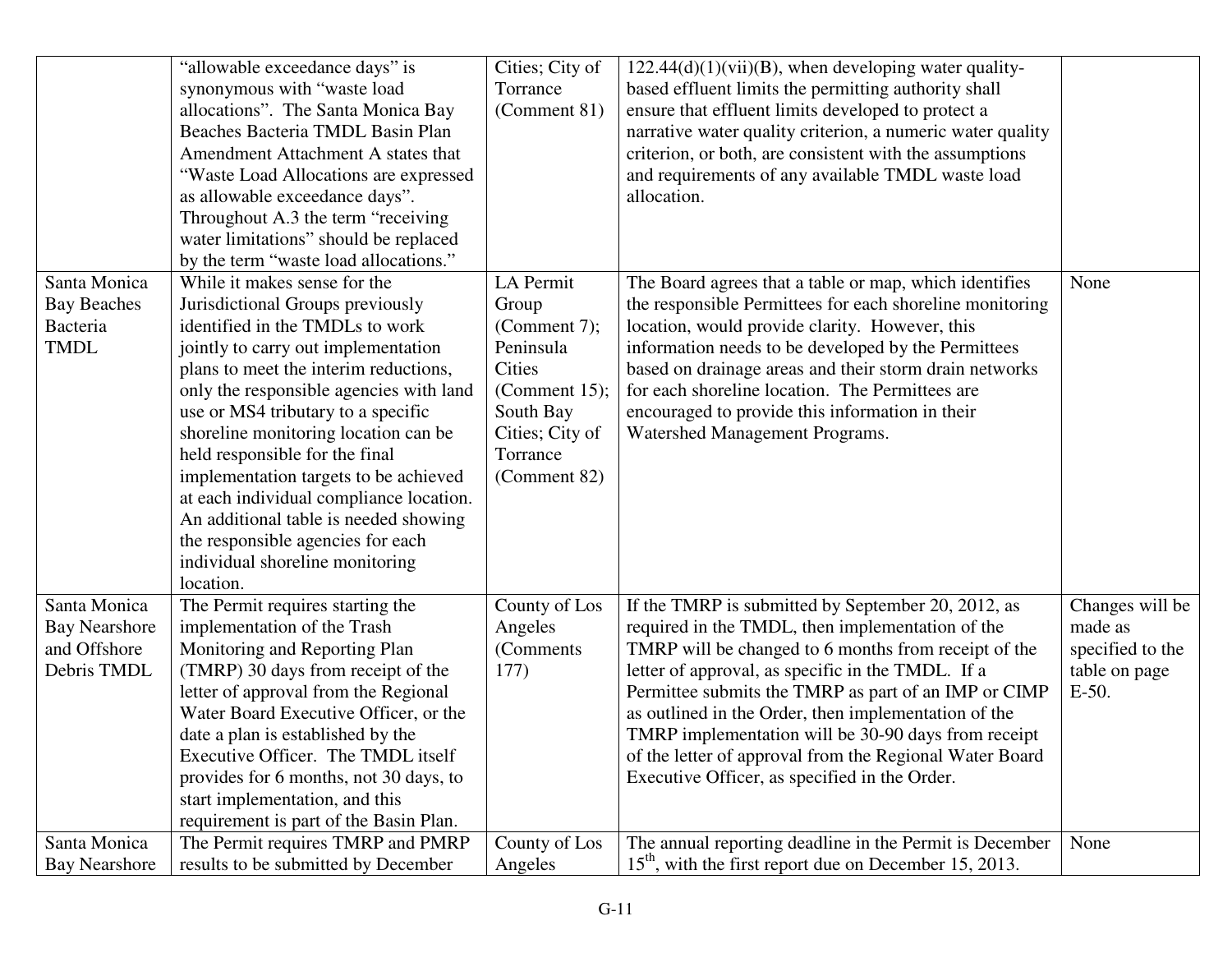| | | | | |
|---|---|---|---|---|
| | "allowable exceedance days" is synonymous with "waste load allocations". The Santa Monica Bay Beaches Bacteria TMDL Basin Plan Amendment Attachment A states that "Waste Load Allocations are expressed as allowable exceedance days". Throughout A.3 the term "receiving water limitations" should be replaced by the term "waste load allocations." | Cities; City of Torrance (Comment 81) | 122.44(d)(1)(vii)(B), when developing water quality-based effluent limits the permitting authority shall ensure that effluent limits developed to protect a narrative water quality criterion, a numeric water quality criterion, or both, are consistent with the assumptions and requirements of any available TMDL waste load allocation. | |
| Santa Monica Bay Beaches Bacteria TMDL | While it makes sense for the Jurisdictional Groups previously identified in the TMDLs to work jointly to carry out implementation plans to meet the interim reductions, only the responsible agencies with land use or MS4 tributary to a specific shoreline monitoring location can be held responsible for the final implementation targets to be achieved at each individual compliance location. An additional table is needed showing the responsible agencies for each individual shoreline monitoring location. | LA Permit Group (Comment 7); Peninsula Cities (Comment 15); South Bay Cities; City of Torrance (Comment 82) | The Board agrees that a table or map, which identifies the responsible Permittees for each shoreline monitoring location, would provide clarity. However, this information needs to be developed by the Permittees based on drainage areas and their storm drain networks for each shoreline location. The Permittees are encouraged to provide this information in their Watershed Management Programs. | None |
| Santa Monica Bay Nearshore and Offshore Debris TMDL | The Permit requires starting the implementation of the Trash Monitoring and Reporting Plan (TMRP) 30 days from receipt of the letter of approval from the Regional Water Board Executive Officer, or the date a plan is established by the Executive Officer. The TMDL itself provides for 6 months, not 30 days, to start implementation, and this requirement is part of the Basin Plan. | County of Los Angeles (Comments 177) | If the TMRP is submitted by September 20, 2012, as required in the TMDL, then implementation of the TMRP will be changed to 6 months from receipt of the letter of approval, as specific in the TMDL. If a Permittee submits the TMRP as part of an IMP or CIMP as outlined in the Order, then implementation of the TMRP implementation will be 30-90 days from receipt of the letter of approval from the Regional Water Board Executive Officer, as specified in the Order. | Changes will be made as specified to the table on page E-50. |
| Santa Monica Bay Nearshore | The Permit requires TMRP and PMRP results to be submitted by December | County of Los Angeles | The annual reporting deadline in the Permit is December 15th, with the first report due on December 15, 2013. | None |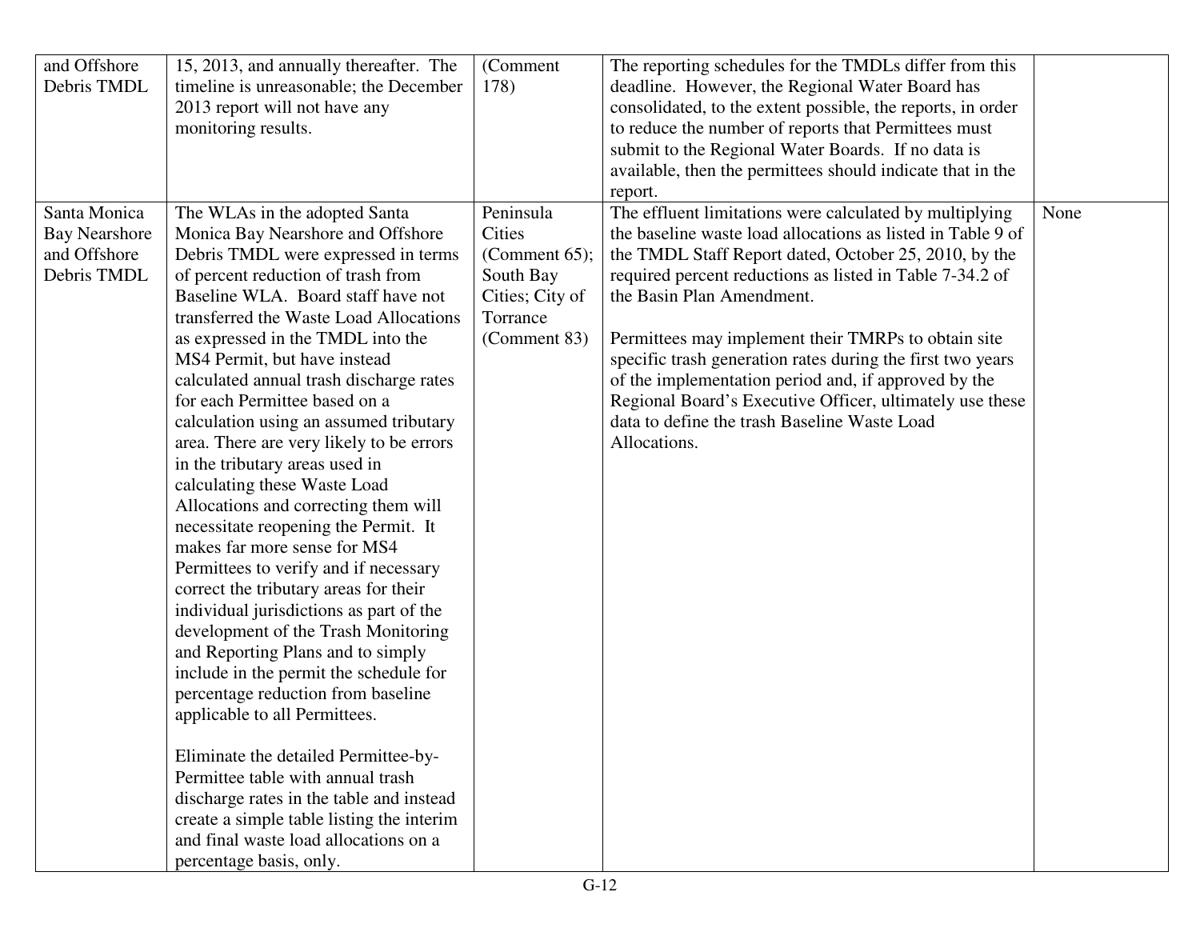| | | | | |
|---|---|---|---|---|
| and Offshore Debris TMDL | 15, 2013, and annually thereafter. The timeline is unreasonable; the December 2013 report will not have any monitoring results. | (Comment 178) | The reporting schedules for the TMDLs differ from this deadline. However, the Regional Water Board has consolidated, to the extent possible, the reports, in order to reduce the number of reports that Permittees must submit to the Regional Water Boards. If no data is available, then the permittees should indicate that in the report. | |
| Santa Monica Bay Nearshore and Offshore Debris TMDL | The WLAs in the adopted Santa Monica Bay Nearshore and Offshore Debris TMDL were expressed in terms of percent reduction of trash from Baseline WLA. Board staff have not transferred the Waste Load Allocations as expressed in the TMDL into the MS4 Permit, but have instead calculated annual trash discharge rates for each Permittee based on a calculation using an assumed tributary area. There are very likely to be errors in the tributary areas used in calculating these Waste Load Allocations and correcting them will necessitate reopening the Permit. It makes far more sense for MS4 Permittees to verify and if necessary correct the tributary areas for their individual jurisdictions as part of the development of the Trash Monitoring and Reporting Plans and to simply include in the permit the schedule for percentage reduction from baseline applicable to all Permittees.<br><br>Eliminate the detailed Permittee-by-Permittee table with annual trash discharge rates in the table and instead create a simple table listing the interim and final waste load allocations on a percentage basis, only. | Peninsula Cities (Comment 65); South Bay Cities; City of Torrance (Comment 83) | The effluent limitations were calculated by multiplying the baseline waste load allocations as listed in Table 9 of the TMDL Staff Report dated, October 25, 2010, by the required percent reductions as listed in Table 7-34.2 of the Basin Plan Amendment.<br><br>Permittees may implement their TMRPs to obtain site specific trash generation rates during the first two years of the implementation period and, if approved by the Regional Board's Executive Officer, ultimately use these data to define the trash Baseline Waste Load Allocations. | None |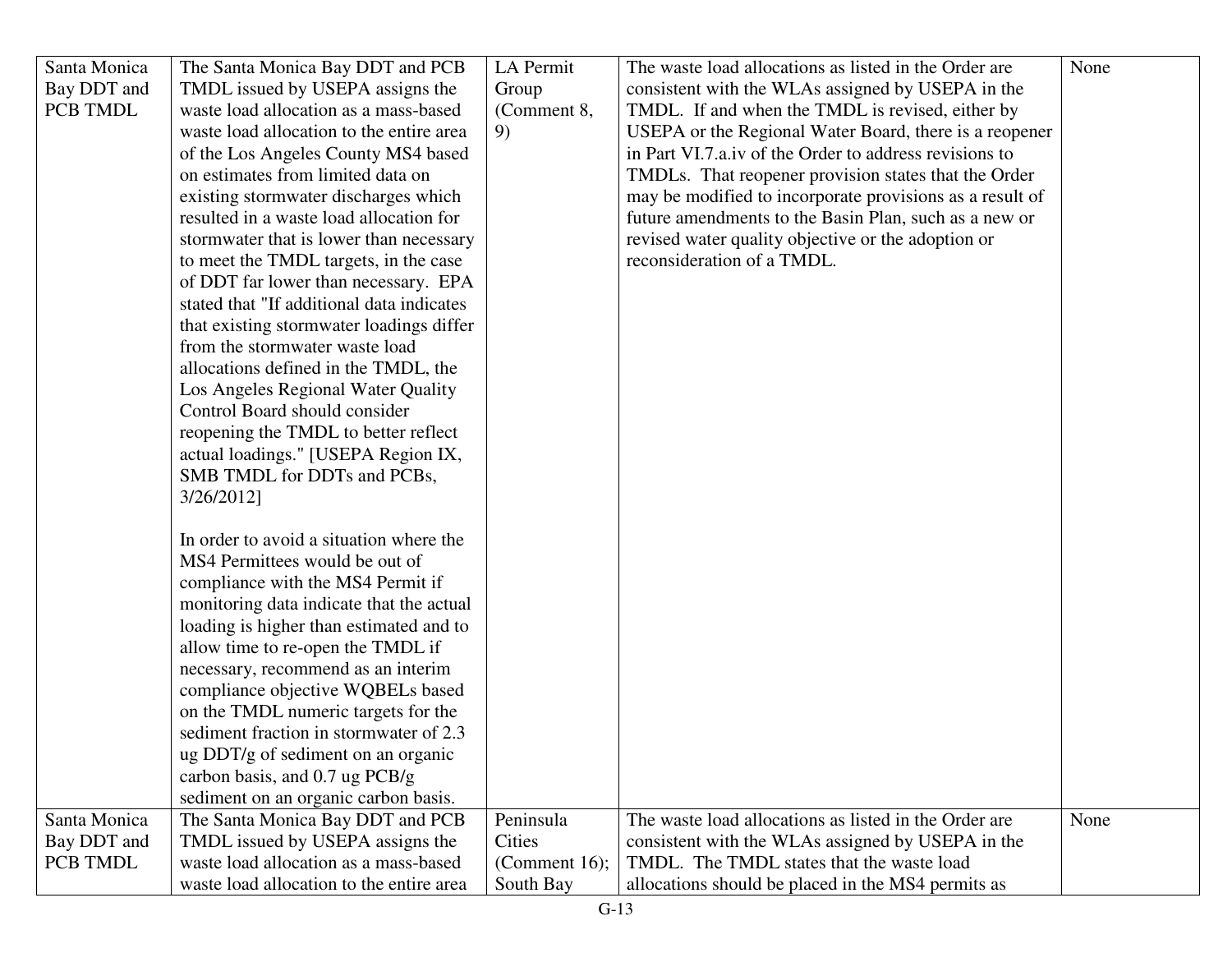| | | | | |
|---|---|---|---|---|
| Santa Monica Bay DDT and PCB TMDL | The Santa Monica Bay DDT and PCB TMDL issued by USEPA assigns the waste load allocation as a mass-based waste load allocation to the entire area of the Los Angeles County MS4 based on estimates from limited data on existing stormwater discharges which resulted in a waste load allocation for stormwater that is lower than necessary to meet the TMDL targets, in the case of DDT far lower than necessary. EPA stated that "If additional data indicates that existing stormwater loadings differ from the stormwater waste load allocations defined in the TMDL, the Los Angeles Regional Water Quality Control Board should consider reopening the TMDL to better reflect actual loadings." [USEPA Region IX, SMB TMDL for DDTs and PCBs, 3/26/2012]<br><br>In order to avoid a situation where the MS4 Permittees would be out of compliance with the MS4 Permit if monitoring data indicate that the actual loading is higher than estimated and to allow time to re-open the TMDL if necessary, recommend as an interim compliance objective WQBELs based on the TMDL numeric targets for the sediment fraction in stormwater of 2.3 ug DDT/g of sediment on an organic carbon basis, and 0.7 ug PCB/g sediment on an organic carbon basis. | LA Permit Group (Comment 8, 9) | The waste load allocations as listed in the Order are consistent with the WLAs assigned by USEPA in the TMDL. If and when the TMDL is revised, either by USEPA or the Regional Water Board, there is a reopener in Part VI.7.a.iv of the Order to address revisions to TMDLs. That reopener provision states that the Order may be modified to incorporate provisions as a result of future amendments to the Basin Plan, such as a new or revised water quality objective or the adoption or reconsideration of a TMDL. | None |
| Santa Monica Bay DDT and PCB TMDL | The Santa Monica Bay DDT and PCB TMDL issued by USEPA assigns the waste load allocation as a mass-based waste load allocation to the entire area | Peninsula Cities (Comment 16); South Bay | The waste load allocations as listed in the Order are consistent with the WLAs assigned by USEPA in the TMDL. The TMDL states that the waste load allocations should be placed in the MS4 permits as | None |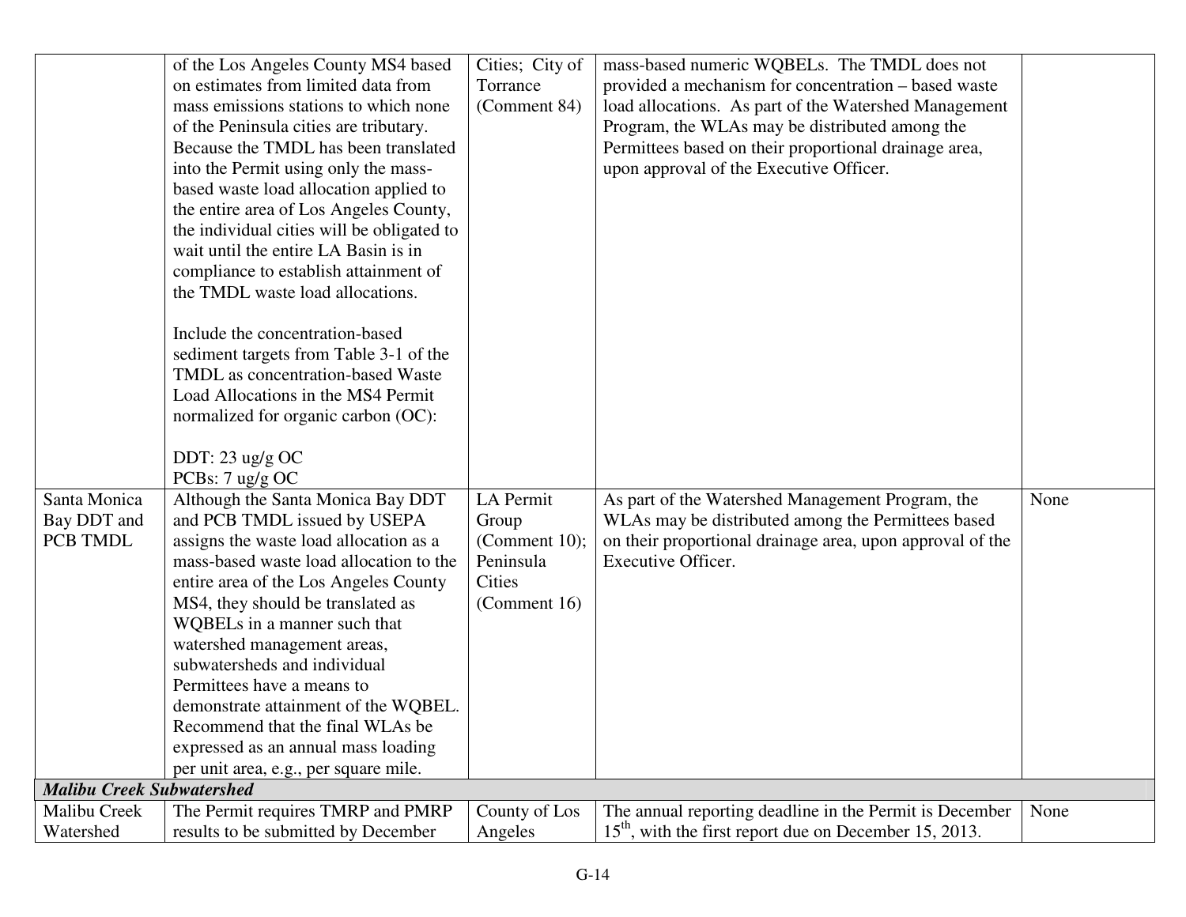| | | | | |
|---|---|---|---|---|
| | of the Los Angeles County MS4 based on estimates from limited data from mass emissions stations to which none of the Peninsula cities are tributary. Because the TMDL has been translated into the Permit using only the mass-based waste load allocation applied to the entire area of Los Angeles County, the individual cities will be obligated to wait until the entire LA Basin is in compliance to establish attainment of the TMDL waste load allocations.<br><br>Include the concentration-based sediment targets from Table 3-1 of the TMDL as concentration-based Waste Load Allocations in the MS4 Permit normalized for organic carbon (OC):<br><br>DDT: 23 ug/g OC<br>PCBs: 7 ug/g OC | Cities; City of Torrance (Comment 84) | mass-based numeric WQBELs. The TMDL does not provided a mechanism for concentration – based waste load allocations. As part of the Watershed Management Program, the WLAs may be distributed among the Permittees based on their proportional drainage area, upon approval of the Executive Officer. | |
| Santa Monica Bay DDT and PCB TMDL | Although the Santa Monica Bay DDT and PCB TMDL issued by USEPA assigns the waste load allocation as a mass-based waste load allocation to the entire area of the Los Angeles County MS4, they should be translated as WQBELs in a manner such that watershed management areas, subwatersheds and individual Permittees have a means to demonstrate attainment of the WQBEL. Recommend that the final WLAs be expressed as an annual mass loading per unit area, e.g., per square mile. | LA Permit Group (Comment 10); Peninsula Cities (Comment 16) | As part of the Watershed Management Program, the WLAs may be distributed among the Permittees based on their proportional drainage area, upon approval of the Executive Officer. | None |
| ***Malibu Creek Subwatershed*** | | | | |
| Malibu Creek Watershed | The Permit requires TMRP and PMRP results to be submitted by December | County of Los Angeles | The annual reporting deadline in the Permit is December 15th, with the first report due on December 15, 2013. | None |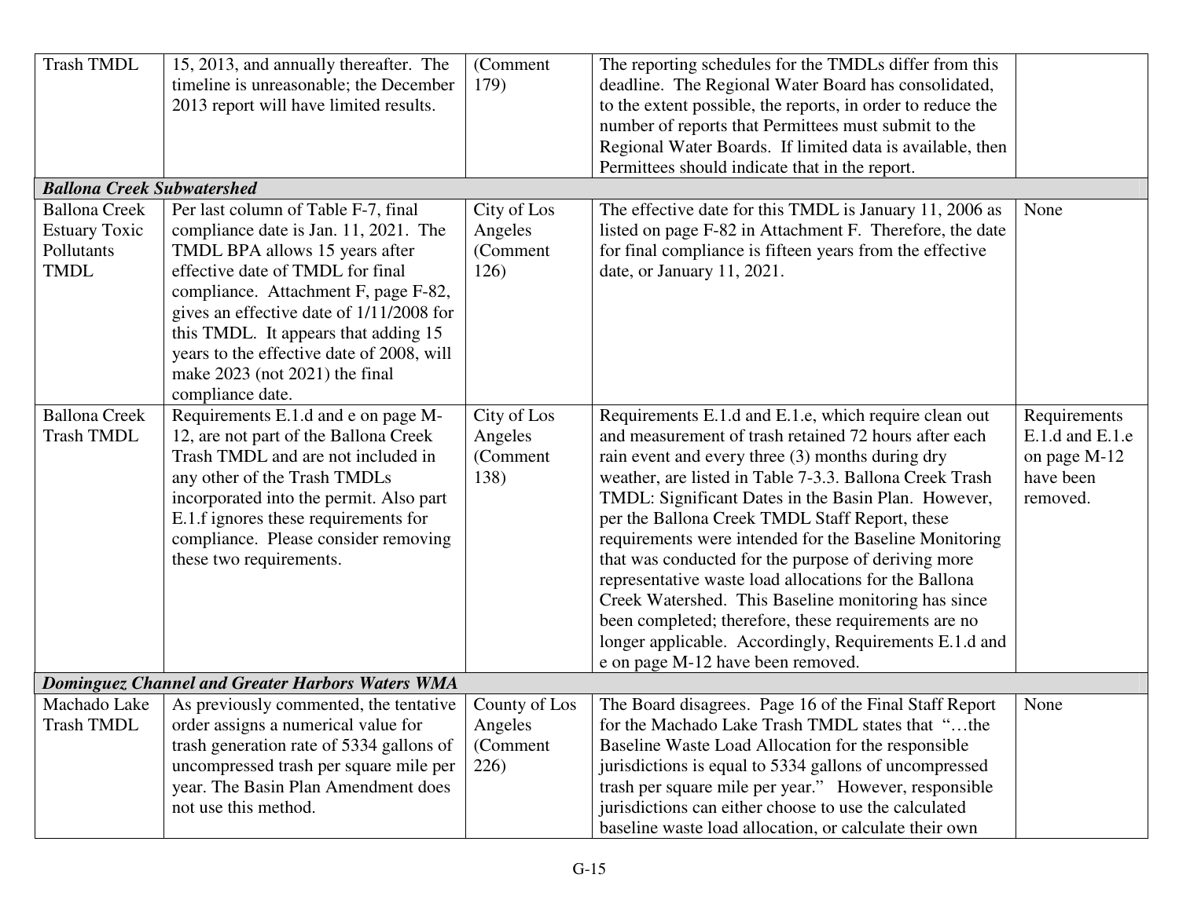| | | | | |
|---|---|---|---|---|
| Trash TMDL | 15, 2013, and annually thereafter. The timeline is unreasonable; the December 2013 report will have limited results. | (Comment 179) | The reporting schedules for the TMDLs differ from this deadline. The Regional Water Board has consolidated, to the extent possible, the reports, in order to reduce the number of reports that Permittees must submit to the Regional Water Boards. If limited data is available, then Permittees should indicate that in the report. | |
| ***Ballona Creek Subwatershed*** | | | | |
| Ballona Creek Estuary Toxic Pollutants TMDL | Per last column of Table F-7, final compliance date is Jan. 11, 2021. The TMDL BPA allows 15 years after effective date of TMDL for final compliance. Attachment F, page F-82, gives an effective date of 1/11/2008 for this TMDL. It appears that adding 15 years to the effective date of 2008, will make 2023 (not 2021) the final compliance date. | City of Los Angeles (Comment 126) | The effective date for this TMDL is January 11, 2006 as listed on page F-82 in Attachment F. Therefore, the date for final compliance is fifteen years from the effective date, or January 11, 2021. | None |
| Ballona Creek Trash TMDL | Requirements E.1.d and e on page M-12, are not part of the Ballona Creek Trash TMDL and are not included in any other of the Trash TMDLs incorporated into the permit. Also part E.1.f ignores these requirements for compliance. Please consider removing these two requirements. | City of Los Angeles (Comment 138) | Requirements E.1.d and E.1.e, which require clean out and measurement of trash retained 72 hours after each rain event and every three (3) months during dry weather, are listed in Table 7-3.3. Ballona Creek Trash TMDL: Significant Dates in the Basin Plan. However, per the Ballona Creek TMDL Staff Report, these requirements were intended for the Baseline Monitoring that was conducted for the purpose of deriving more representative waste load allocations for the Ballona Creek Watershed. This Baseline monitoring has since been completed; therefore, these requirements are no longer applicable. Accordingly, Requirements E.1.d and e on page M-12 have been removed. | Requirements E.1.d and E.1.e on page M-12 have been removed. |
| ***Dominguez Channel and Greater Harbors Waters WMA*** | | | | |
| Machado Lake Trash TMDL | As previously commented, the tentative order assigns a numerical value for trash generation rate of 5334 gallons of uncompressed trash per square mile per year. The Basin Plan Amendment does not use this method. | County of Los Angeles (Comment 226) | The Board disagrees. Page 16 of the Final Staff Report for the Machado Lake Trash TMDL states that "…the Baseline Waste Load Allocation for the responsible jurisdictions is equal to 5334 gallons of uncompressed trash per square mile per year." However, responsible jurisdictions can either choose to use the calculated baseline waste load allocation, or calculate their own | None |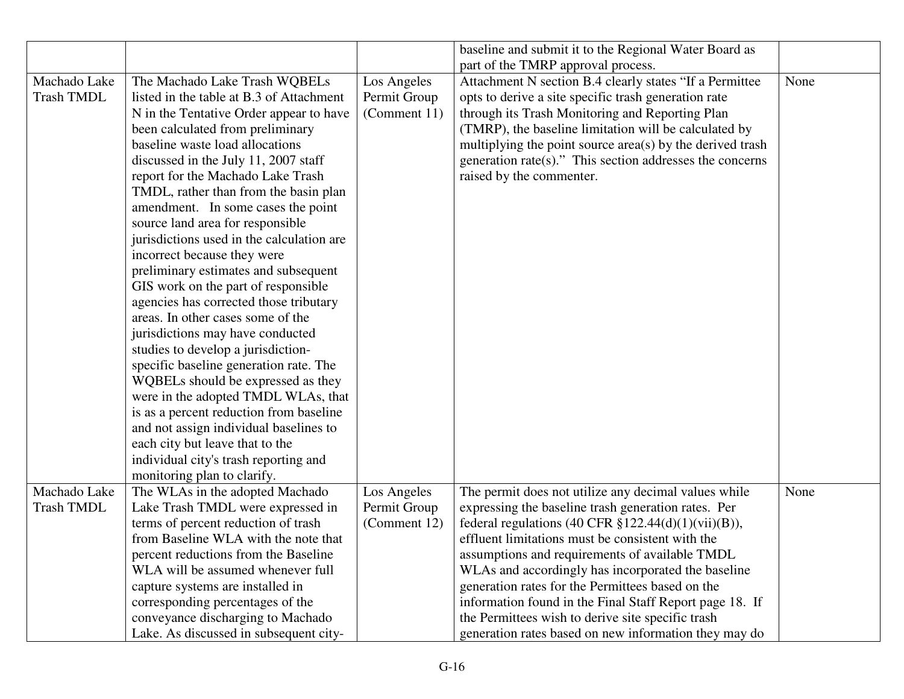| | | | | |
|---|---|---|---|---|
| | | | baseline and submit it to the Regional Water Board as part of the TMRP approval process. | |
| Machado Lake Trash TMDL | The Machado Lake Trash WQBELs listed in the table at B.3 of Attachment N in the Tentative Order appear to have been calculated from preliminary baseline waste load allocations discussed in the July 11, 2007 staff report for the Machado Lake Trash TMDL, rather than from the basin plan amendment. In some cases the point source land area for responsible jurisdictions used in the calculation are incorrect because they were preliminary estimates and subsequent GIS work on the part of responsible agencies has corrected those tributary areas. In other cases some of the jurisdictions may have conducted studies to develop a jurisdiction-specific baseline generation rate. The WQBELs should be expressed as they were in the adopted TMDL WLAs, that is as a percent reduction from baseline and not assign individual baselines to each city but leave that to the individual city's trash reporting and monitoring plan to clarify. | Los Angeles Permit Group (Comment 11) | Attachment N section B.4 clearly states "If a Permittee opts to derive a site specific trash generation rate through its Trash Monitoring and Reporting Plan (TMRP), the baseline limitation will be calculated by multiplying the point source area(s) by the derived trash generation rate(s)." This section addresses the concerns raised by the commenter. | None |
| Machado Lake Trash TMDL | The WLAs in the adopted Machado Lake Trash TMDL were expressed in terms of percent reduction of trash from Baseline WLA with the note that percent reductions from the Baseline WLA will be assumed whenever full capture systems are installed in corresponding percentages of the conveyance discharging to Machado Lake. As discussed in subsequent city- | Los Angeles Permit Group (Comment 12) | The permit does not utilize any decimal values while expressing the baseline trash generation rates. Per federal regulations (40 CFR §122.44(d)(1)(vii)(B)), effluent limitations must be consistent with the assumptions and requirements of available TMDL WLAs and accordingly has incorporated the baseline generation rates for the Permittees based on the information found in the Final Staff Report page 18. If the Permittees wish to derive site specific trash generation rates based on new information they may do | None |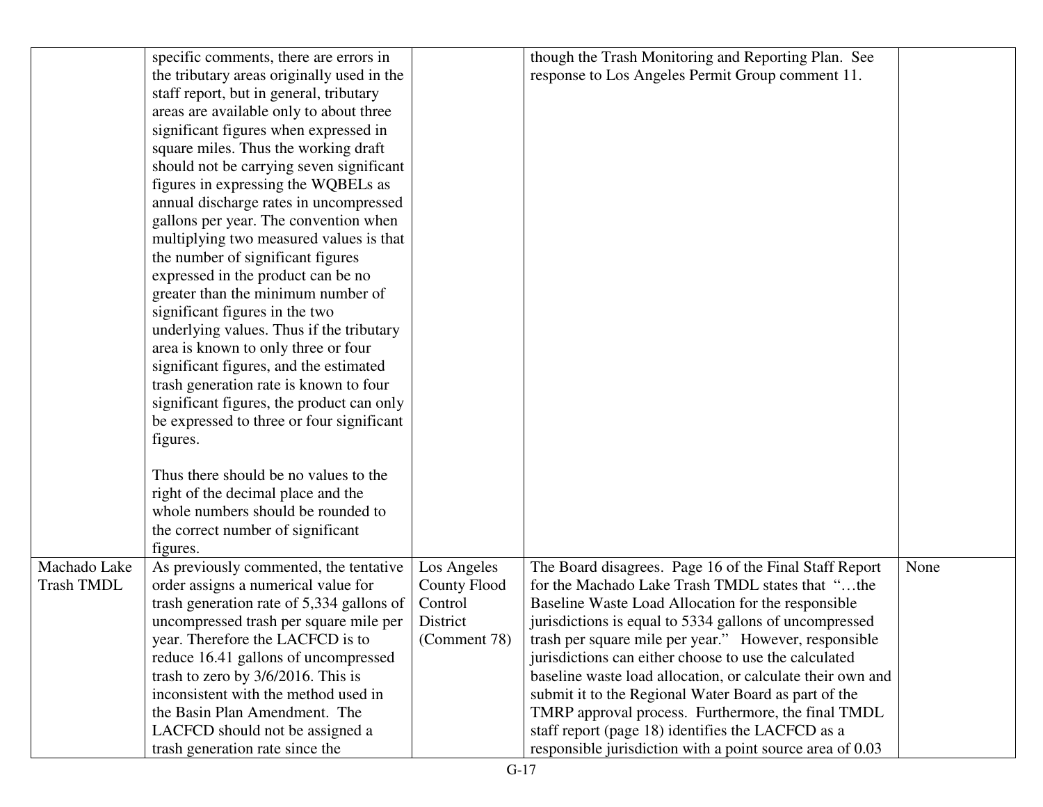| | | | | |
|---|---|---|---|---|
| | specific comments, there are errors in the tributary areas originally used in the staff report, but in general, tributary areas are available only to about three significant figures when expressed in square miles. Thus the working draft should not be carrying seven significant figures in expressing the WQBELs as annual discharge rates in uncompressed gallons per year. The convention when multiplying two measured values is that the number of significant figures expressed in the product can be no greater than the minimum number of significant figures in the two underlying values. Thus if the tributary area is known to only three or four significant figures, and the estimated trash generation rate is known to four significant figures, the product can only be expressed to three or four significant figures.<br><br>Thus there should be no values to the right of the decimal place and the whole numbers should be rounded to the correct number of significant figures. | | though the Trash Monitoring and Reporting Plan. See response to Los Angeles Permit Group comment 11. | |
| Machado Lake Trash TMDL | As previously commented, the tentative order assigns a numerical value for trash generation rate of 5,334 gallons of uncompressed trash per square mile per year. Therefore the LACFCD is to reduce 16.41 gallons of uncompressed trash to zero by 3/6/2016. This is inconsistent with the method used in the Basin Plan Amendment. The LACFCD should not be assigned a trash generation rate since the | Los Angeles County Flood Control District (Comment 78) | The Board disagrees. Page 16 of the Final Staff Report for the Machado Lake Trash TMDL states that "…the Baseline Waste Load Allocation for the responsible jurisdictions is equal to 5334 gallons of uncompressed trash per square mile per year." However, responsible jurisdictions can either choose to use the calculated baseline waste load allocation, or calculate their own and submit it to the Regional Water Board as part of the TMRP approval process. Furthermore, the final TMDL staff report (page 18) identifies the LACFCD as a responsible jurisdiction with a point source area of 0.03 | None |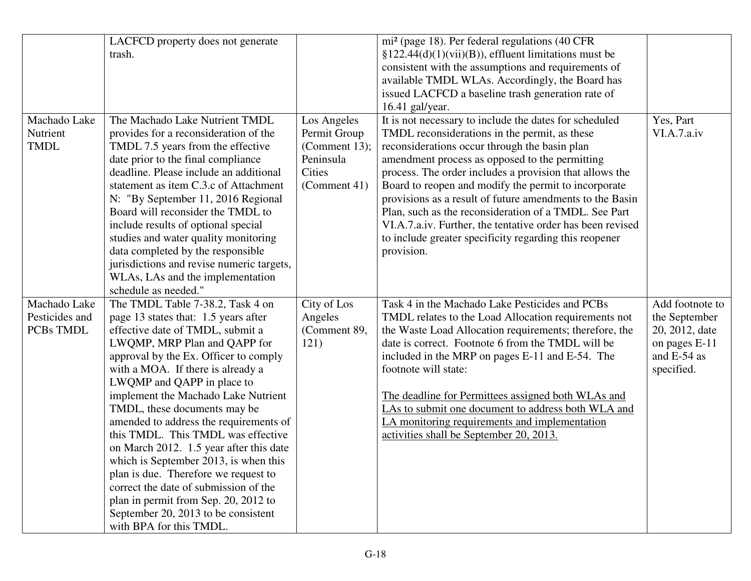| | | | | |
|---|---|---|---|---|
| | LACFCD property does not generate trash. | | mi² (page 18). Per federal regulations (40 CFR §122.44(d)(1)(vii)(B)), effluent limitations must be consistent with the assumptions and requirements of available TMDL WLAs. Accordingly, the Board has issued LACFCD a baseline trash generation rate of 16.41 gal/year. | |
| Machado Lake Nutrient TMDL | The Machado Lake Nutrient TMDL provides for a reconsideration of the TMDL 7.5 years from the effective date prior to the final compliance deadline. Please include an additional statement as item C.3.c of Attachment N: "By September 11, 2016 Regional Board will reconsider the TMDL to include results of optional special studies and water quality monitoring data completed by the responsible jurisdictions and revise numeric targets, WLAs, LAs and the implementation schedule as needed." | Los Angeles Permit Group (Comment 13); Peninsula Cities (Comment 41) | It is not necessary to include the dates for scheduled TMDL reconsiderations in the permit, as these reconsiderations occur through the basin plan amendment process as opposed to the permitting process. The order includes a provision that allows the Board to reopen and modify the permit to incorporate provisions as a result of future amendments to the Basin Plan, such as the reconsideration of a TMDL. See Part VI.A.7.a.iv. Further, the tentative order has been revised to include greater specificity regarding this reopener provision. | Yes, Part VI.A.7.a.iv |
| Machado Lake Pesticides and PCBs TMDL | The TMDL Table 7-38.2, Task 4 on page 13 states that: 1.5 years after effective date of TMDL, submit a LWQMP, MRP Plan and QAPP for approval by the Ex. Officer to comply with a MOA. If there is already a LWQMP and QAPP in place to implement the Machado Lake Nutrient TMDL, these documents may be amended to address the requirements of this TMDL. This TMDL was effective on March 2012. 1.5 year after this date which is September 2013, is when this plan is due. Therefore we request to correct the date of submission of the plan in permit from Sep. 20, 2012 to September 20, 2013 to be consistent with BPA for this TMDL. | City of Los Angeles (Comment 89, 121) | Task 4 in the Machado Lake Pesticides and PCBs TMDL relates to the Load Allocation requirements not the Waste Load Allocation requirements; therefore, the date is correct. Footnote 6 from the TMDL will be included in the MRP on pages E-11 and E-54. The footnote will state:<br><br><u>The deadline for Permittees assigned both WLAs and LAs to submit one document to address both WLA and LA monitoring requirements and implementation activities shall be September 20, 2013.</u> | Add footnote to the September 20, 2012, date on pages E-11 and E-54 as specified. |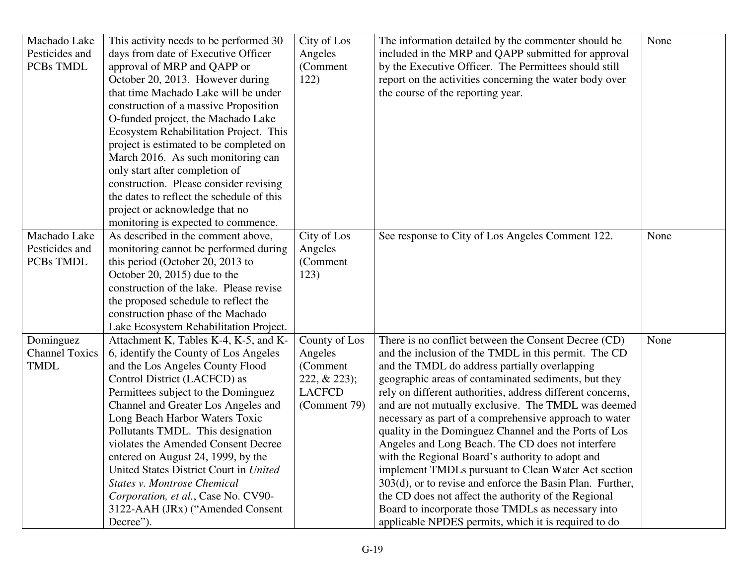| | | | | |
|---|---|---|---|---|
| Machado Lake Pesticides and PCBs TMDL | This activity needs to be performed 30 days from date of Executive Officer approval of MRP and QAPP or October 20, 2013. However during that time Machado Lake will be under construction of a massive Proposition O-funded project, the Machado Lake Ecosystem Rehabilitation Project. This project is estimated to be completed on March 2016. As such monitoring can only start after completion of construction. Please consider revising the dates to reflect the schedule of this project or acknowledge that no monitoring is expected to commence. | City of Los Angeles (Comment 122) | The information detailed by the commenter should be included in the MRP and QAPP submitted for approval by the Executive Officer. The Permittees should still report on the activities concerning the water body over the course of the reporting year. | None |
| Machado Lake Pesticides and PCBs TMDL | As described in the comment above, monitoring cannot be performed during this period (October 20, 2013 to October 20, 2015) due to the construction of the lake. Please revise the proposed schedule to reflect the construction phase of the Machado Lake Ecosystem Rehabilitation Project. | City of Los Angeles (Comment 123) | See response to City of Los Angeles Comment 122. | None |
| Dominguez Channel Toxics TMDL | Attachment K, Tables K-4, K-5, and K-6, identify the County of Los Angeles and the Los Angeles County Flood Control District (LACFCD) as Permittees subject to the Dominguez Channel and Greater Los Angeles and Long Beach Harbor Waters Toxic Pollutants TMDL. This designation violates the Amended Consent Decree entered on August 24, 1999, by the United States District Court in *United States v. Montrose Chemical Corporation, et al.*, Case No. CV90-3122-AAH (JRx) ("Amended Consent Decree"). | County of Los Angeles (Comment 222, & 223); LACFCD (Comment 79) | There is no conflict between the Consent Decree (CD) and the inclusion of the TMDL in this permit. The CD and the TMDL do address partially overlapping geographic areas of contaminated sediments, but they rely on different authorities, address different concerns, and are not mutually exclusive. The TMDL was deemed necessary as part of a comprehensive approach to water quality in the Dominguez Channel and the Ports of Los Angeles and Long Beach. The CD does not interfere with the Regional Board's authority to adopt and implement TMDLs pursuant to Clean Water Act section 303(d), or to revise and enforce the Basin Plan. Further, the CD does not affect the authority of the Regional Board to incorporate those TMDLs as necessary into applicable NPDES permits, which it is required to do | None |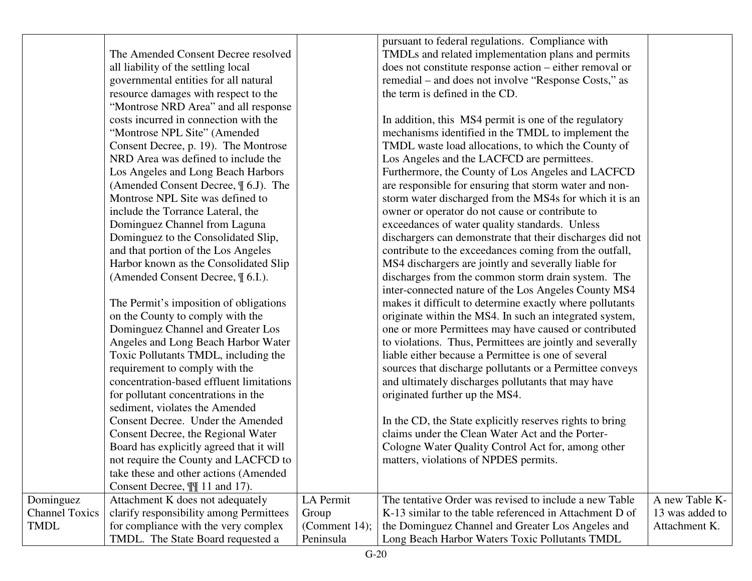| | | | | |
|---|---|---|---|---|
| | The Amended Consent Decree resolved all liability of the settling local governmental entities for all natural resource damages with respect to the "Montrose NRD Area" and all response costs incurred in connection with the "Montrose NPL Site" (Amended Consent Decree, p. 19). The Montrose NRD Area was defined to include the Los Angeles and Long Beach Harbors (Amended Consent Decree, ¶ 6.J). The Montrose NPL Site was defined to include the Torrance Lateral, the Dominguez Channel from Laguna Dominguez to the Consolidated Slip, and that portion of the Los Angeles Harbor known as the Consolidated Slip (Amended Consent Decree, ¶ 6.I.).<br><br>The Permit's imposition of obligations on the County to comply with the Dominguez Channel and Greater Los Angeles and Long Beach Harbor Water Toxic Pollutants TMDL, including the requirement to comply with the concentration-based effluent limitations for pollutant concentrations in the sediment, violates the Amended Consent Decree. Under the Amended Consent Decree, the Regional Water Board has explicitly agreed that it will not require the County and LACFCD to take these and other actions (Amended Consent Decree, ¶¶ 11 and 17). | | pursuant to federal regulations. Compliance with TMDLs and related implementation plans and permits does not constitute response action – either removal or remedial – and does not involve "Response Costs," as the term is defined in the CD.<br><br>In addition, this MS4 permit is one of the regulatory mechanisms identified in the TMDL to implement the TMDL waste load allocations, to which the County of Los Angeles and the LACFCD are permittees. Furthermore, the County of Los Angeles and LACFCD are responsible for ensuring that storm water and non-storm water discharged from the MS4s for which it is an owner or operator do not cause or contribute to exceedances of water quality standards. Unless dischargers can demonstrate that their discharges did not contribute to the exceedances coming from the outfall, MS4 dischargers are jointly and severally liable for discharges from the common storm drain system. The inter-connected nature of the Los Angeles County MS4 makes it difficult to determine exactly where pollutants originate within the MS4. In such an integrated system, one or more Permittees may have caused or contributed to violations. Thus, Permittees are jointly and severally liable either because a Permittee is one of several sources that discharge pollutants or a Permittee conveys and ultimately discharges pollutants that may have originated further up the MS4.<br><br>In the CD, the State explicitly reserves rights to bring claims under the Clean Water Act and the Porter-Cologne Water Quality Control Act for, among other matters, violations of NPDES permits. | |
| Dominguez Channel Toxics TMDL | Attachment K does not adequately clarify responsibility among Permittees for compliance with the very complex TMDL. The State Board requested a | LA Permit Group (Comment 14); Peninsula | The tentative Order was revised to include a new Table K-13 similar to the table referenced in Attachment D of the Dominguez Channel and Greater Los Angeles and Long Beach Harbor Waters Toxic Pollutants TMDL | A new Table K-13 was added to Attachment K. |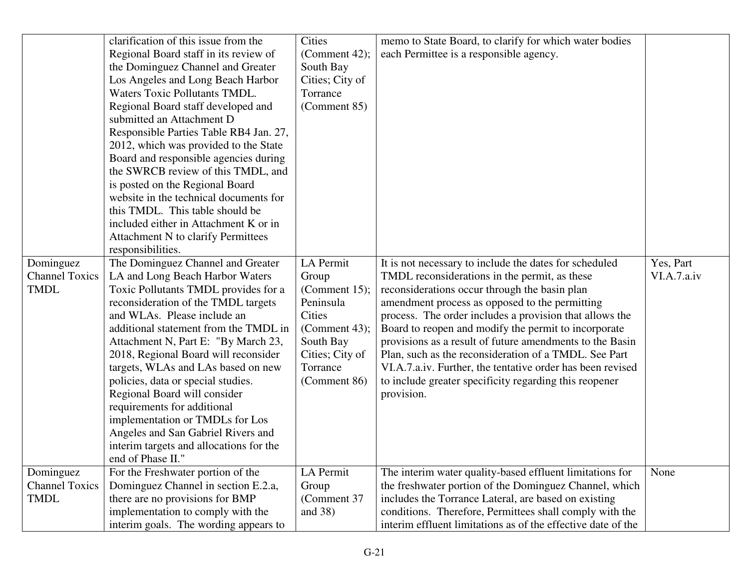| | | | | |
|---|---|---|---|---|
| | clarification of this issue from the Regional Board staff in its review of the Dominguez Channel and Greater Los Angeles and Long Beach Harbor Waters Toxic Pollutants TMDL. Regional Board staff developed and submitted an Attachment D Responsible Parties Table RB4 Jan. 27, 2012, which was provided to the State Board and responsible agencies during the SWRCB review of this TMDL, and is posted on the Regional Board website in the technical documents for this TMDL. This table should be included either in Attachment K or in Attachment N to clarify Permittees responsibilities. | Cities (Comment 42); South Bay Cities; City of Torrance (Comment 85) | memo to State Board, to clarify for which water bodies each Permittee is a responsible agency. | |
| Dominguez Channel Toxics TMDL | The Dominguez Channel and Greater LA and Long Beach Harbor Waters Toxic Pollutants TMDL provides for a reconsideration of the TMDL targets and WLAs. Please include an additional statement from the TMDL in Attachment N, Part E: "By March 23, 2018, Regional Board will reconsider targets, WLAs and LAs based on new policies, data or special studies. Regional Board will consider requirements for additional implementation or TMDLs for Los Angeles and San Gabriel Rivers and interim targets and allocations for the end of Phase II." | LA Permit Group (Comment 15); Peninsula Cities (Comment 43); South Bay Cities; City of Torrance (Comment 86) | It is not necessary to include the dates for scheduled TMDL reconsiderations in the permit, as these reconsiderations occur through the basin plan amendment process as opposed to the permitting process. The order includes a provision that allows the Board to reopen and modify the permit to incorporate provisions as a result of future amendments to the Basin Plan, such as the reconsideration of a TMDL. See Part VI.A.7.a.iv. Further, the tentative order has been revised to include greater specificity regarding this reopener provision. | Yes, Part VI.A.7.a.iv |
| Dominguez Channel Toxics TMDL | For the Freshwater portion of the Dominguez Channel in section E.2.a, there are no provisions for BMP implementation to comply with the interim goals. The wording appears to | LA Permit Group (Comment 37 and 38) | The interim water quality-based effluent limitations for the freshwater portion of the Dominguez Channel, which includes the Torrance Lateral, are based on existing conditions. Therefore, Permittees shall comply with the interim effluent limitations as of the effective date of the | None |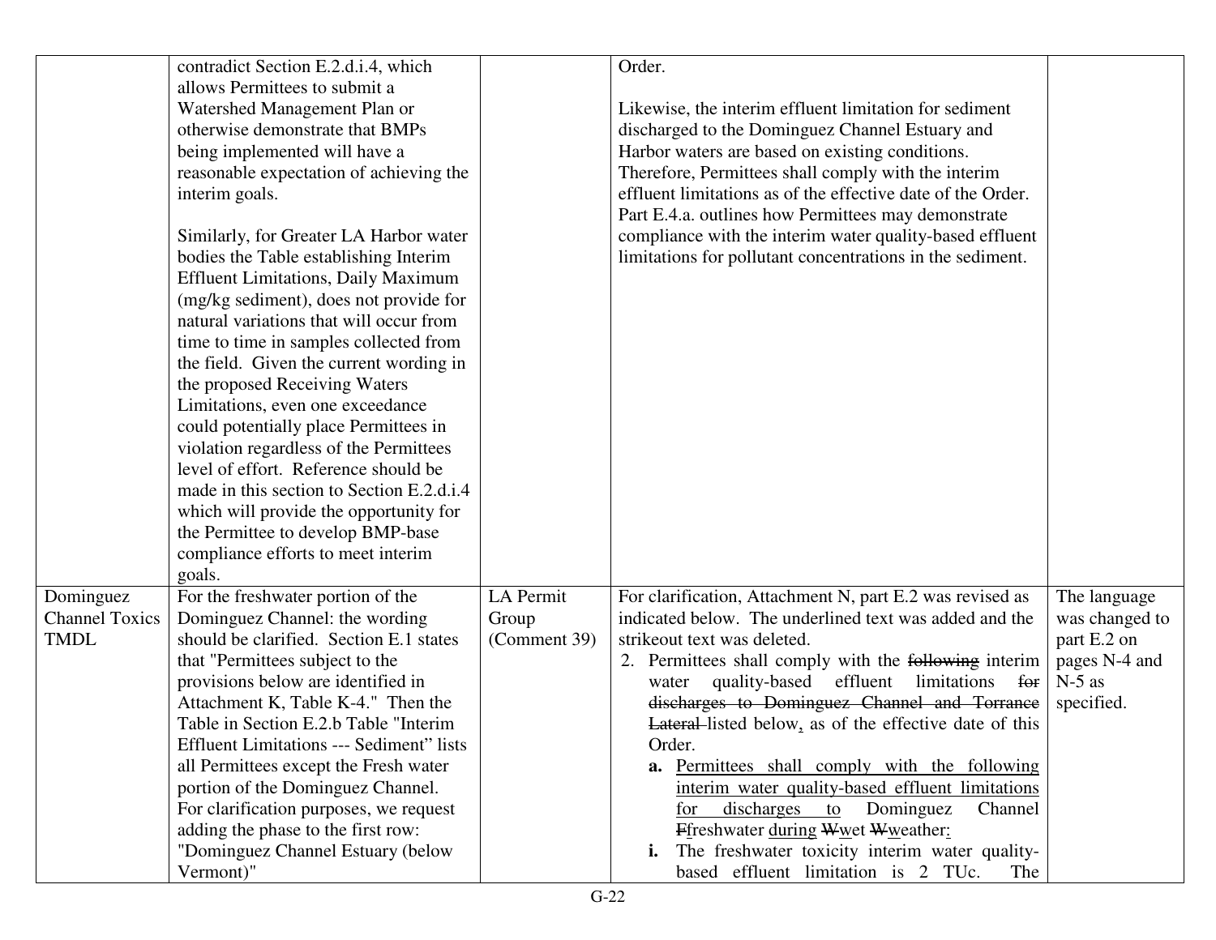| | | | | |
|---|---|---|---|---|
| | contradict Section E.2.d.i.4, which allows Permittees to submit a Watershed Management Plan or otherwise demonstrate that BMPs being implemented will have a reasonable expectation of achieving the interim goals.<br><br>Similarly, for Greater LA Harbor water bodies the Table establishing Interim Effluent Limitations, Daily Maximum (mg/kg sediment), does not provide for natural variations that will occur from time to time in samples collected from the field. Given the current wording in the proposed Receiving Waters Limitations, even one exceedance could potentially place Permittees in violation regardless of the Permittees level of effort. Reference should be made in this section to Section E.2.d.i.4 which will provide the opportunity for the Permittee to develop BMP-base compliance efforts to meet interim goals. | | Order.<br><br>Likewise, the interim effluent limitation for sediment discharged to the Dominguez Channel Estuary and Harbor waters are based on existing conditions. Therefore, Permittees shall comply with the interim effluent limitations as of the effective date of the Order. Part E.4.a. outlines how Permittees may demonstrate compliance with the interim water quality-based effluent limitations for pollutant concentrations in the sediment. | |
| Dominguez Channel Toxics TMDL | For the freshwater portion of the Dominguez Channel: the wording should be clarified. Section E.1 states that "Permittees subject to the provisions below are identified in Attachment K, Table K-4." Then the Table in Section E.2.b Table "Interim Effluent Limitations --- Sediment" lists all Permittees except the Fresh water portion of the Dominguez Channel. For clarification purposes, we request adding the phase to the first row: "Dominguez Channel Estuary (below Vermont)" | LA Permit Group (Comment 39) | For clarification, Attachment N, part E.2 was revised as indicated below. The underlined text was added and the strikeout text was deleted.<br>2. Permittees shall comply with the ~~following~~ interim water quality-based effluent limitations ~~for discharges to Dominguez Channel and Torrance Lateral~~ listed below<u>,</u> as of the effective date of this Order.<br>**a.** <u>Permittees shall comply with the following interim water quality-based effluent limitations for discharges to</u> Dominguez Channel ~~F~~<u>f</u>reshwater <u>during</u> ~~W~~<u>w</u>et ~~W~~<u>w</u>eather<u>:</u><br>**i.** The freshwater toxicity interim water quality-based effluent limitation is 2 TUc. The | The language was changed to part E.2 on pages N-4 and N-5 as specified. |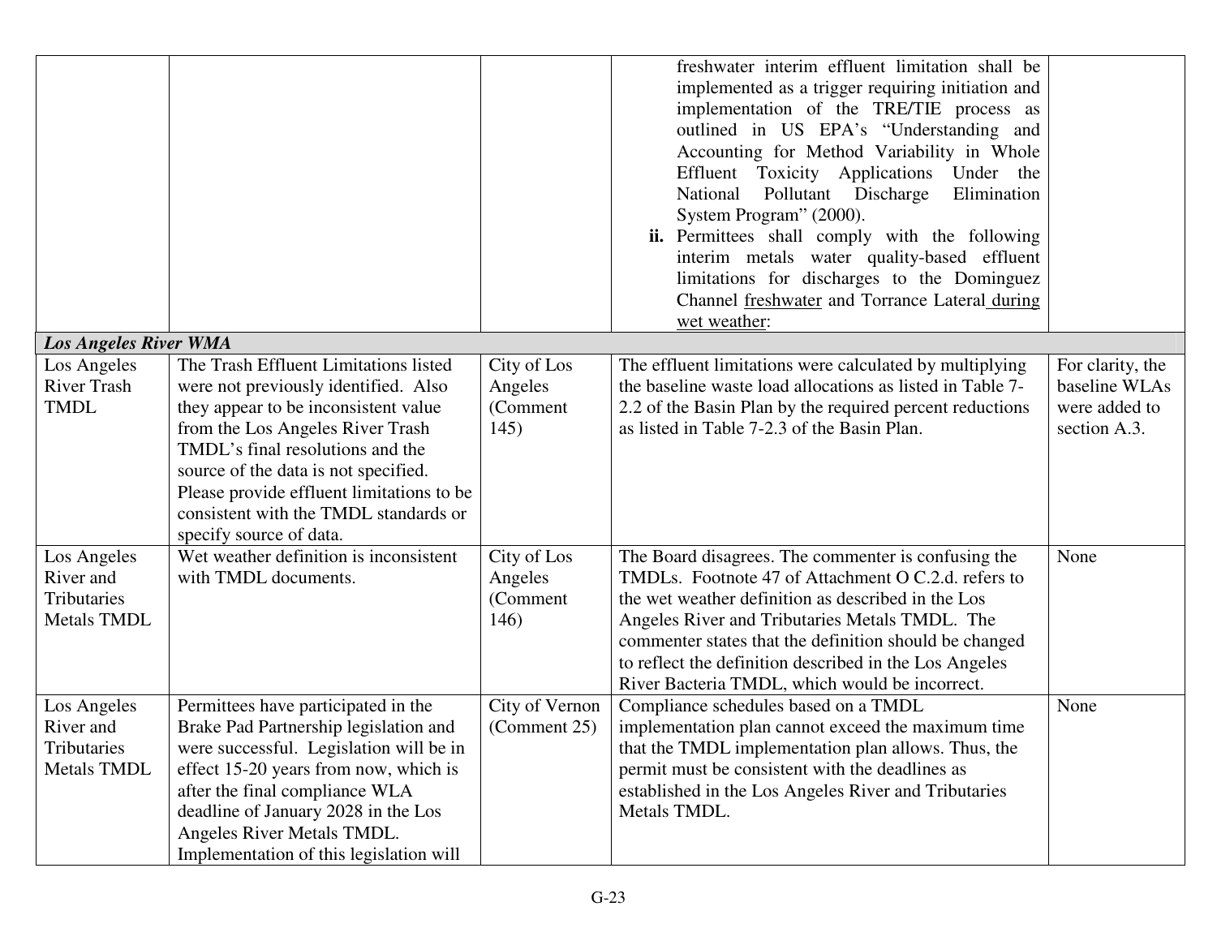| | | | | |
|---|---|---|---|---|
| | | | freshwater interim effluent limitation shall be implemented as a trigger requiring initiation and implementation of the TRE/TIE process as outlined in US EPA's "Understanding and Accounting for Method Variability in Whole Effluent Toxicity Applications Under the National Pollutant Discharge Elimination System Program" (2000).<br>**ii.** Permittees shall comply with the following interim metals water quality-based effluent limitations for discharges to the Dominguez Channel <u>freshwater</u> and Torrance Lateral <u>during wet weather</u>: | |
| ***Los Angeles River WMA*** | | | | |
| Los Angeles River Trash TMDL | The Trash Effluent Limitations listed were not previously identified. Also they appear to be inconsistent value from the Los Angeles River Trash TMDL's final resolutions and the source of the data is not specified. Please provide effluent limitations to be consistent with the TMDL standards or specify source of data. | City of Los Angeles (Comment 145) | The effluent limitations were calculated by multiplying the baseline waste load allocations as listed in Table 7-2.2 of the Basin Plan by the required percent reductions as listed in Table 7-2.3 of the Basin Plan. | For clarity, the baseline WLAs were added to section A.3. |
| Los Angeles River and Tributaries Metals TMDL | Wet weather definition is inconsistent with TMDL documents. | City of Los Angeles (Comment 146) | The Board disagrees. The commenter is confusing the TMDLs. Footnote 47 of Attachment O C.2.d. refers to the wet weather definition as described in the Los Angeles River and Tributaries Metals TMDL. The commenter states that the definition should be changed to reflect the definition described in the Los Angeles River Bacteria TMDL, which would be incorrect. | None |
| Los Angeles River and Tributaries Metals TMDL | Permittees have participated in the Brake Pad Partnership legislation and were successful. Legislation will be in effect 15-20 years from now, which is after the final compliance WLA deadline of January 2028 in the Los Angeles River Metals TMDL. Implementation of this legislation will | City of Vernon (Comment 25) | Compliance schedules based on a TMDL implementation plan cannot exceed the maximum time that the TMDL implementation plan allows. Thus, the permit must be consistent with the deadlines as established in the Los Angeles River and Tributaries Metals TMDL. | None |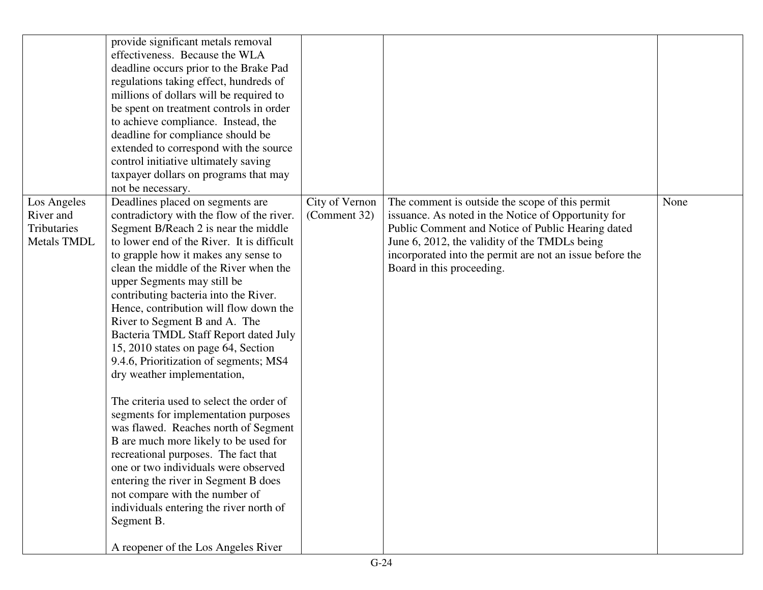| | | | | |
|---|---|---|---|---|
| | provide significant metals removal effectiveness. Because the WLA deadline occurs prior to the Brake Pad regulations taking effect, hundreds of millions of dollars will be required to be spent on treatment controls in order to achieve compliance. Instead, the deadline for compliance should be extended to correspond with the source control initiative ultimately saving taxpayer dollars on programs that may not be necessary. | | | |
| Los Angeles River and Tributaries Metals TMDL | Deadlines placed on segments are contradictory with the flow of the river. Segment B/Reach 2 is near the middle to lower end of the River. It is difficult to grapple how it makes any sense to clean the middle of the River when the upper Segments may still be contributing bacteria into the River. Hence, contribution will flow down the River to Segment B and A. The Bacteria TMDL Staff Report dated July 15, 2010 states on page 64, Section 9.4.6, Prioritization of segments; MS4 dry weather implementation,<br><br>The criteria used to select the order of segments for implementation purposes was flawed. Reaches north of Segment B are much more likely to be used for recreational purposes. The fact that one or two individuals were observed entering the river in Segment B does not compare with the number of individuals entering the river north of Segment B.<br><br>A reopener of the Los Angeles River | City of Vernon (Comment 32) | The comment is outside the scope of this permit issuance. As noted in the Notice of Opportunity for Public Comment and Notice of Public Hearing dated June 6, 2012, the validity of the TMDLs being incorporated into the permit are not an issue before the Board in this proceeding. | None |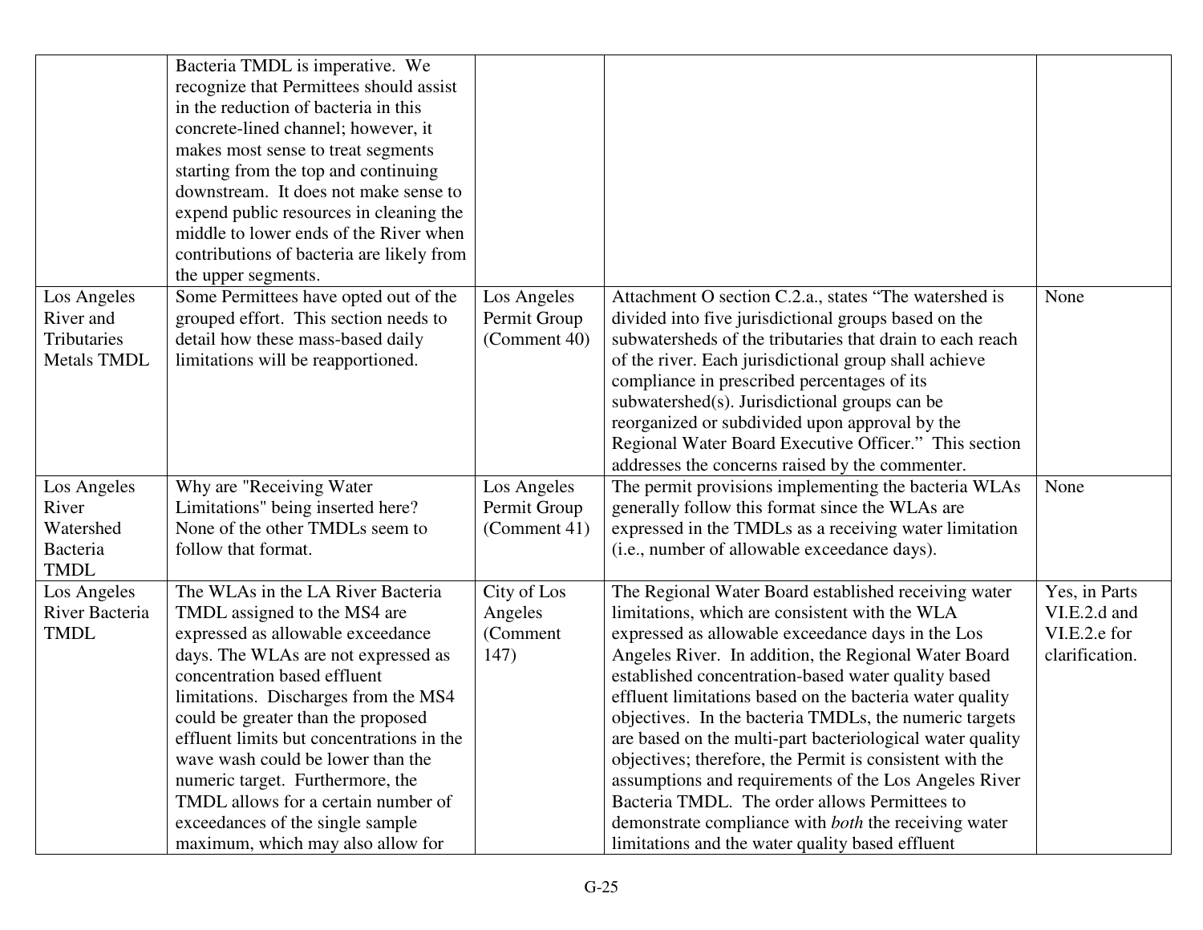| | | | | |
|---|---|---|---|---|
| | Bacteria TMDL is imperative. We recognize that Permittees should assist in the reduction of bacteria in this concrete-lined channel; however, it makes most sense to treat segments starting from the top and continuing downstream. It does not make sense to expend public resources in cleaning the middle to lower ends of the River when contributions of bacteria are likely from the upper segments. | | | |
| Los Angeles River and Tributaries Metals TMDL | Some Permittees have opted out of the grouped effort. This section needs to detail how these mass-based daily limitations will be reapportioned. | Los Angeles Permit Group (Comment 40) | Attachment O section C.2.a., states "The watershed is divided into five jurisdictional groups based on the subwatersheds of the tributaries that drain to each reach of the river. Each jurisdictional group shall achieve compliance in prescribed percentages of its subwatershed(s). Jurisdictional groups can be reorganized or subdivided upon approval by the Regional Water Board Executive Officer." This section addresses the concerns raised by the commenter. | None |
| Los Angeles River Watershed Bacteria TMDL | Why are "Receiving Water Limitations" being inserted here? None of the other TMDLs seem to follow that format. | Los Angeles Permit Group (Comment 41) | The permit provisions implementing the bacteria WLAs generally follow this format since the WLAs are expressed in the TMDLs as a receiving water limitation (i.e., number of allowable exceedance days). | None |
| Los Angeles River Bacteria TMDL | The WLAs in the LA River Bacteria TMDL assigned to the MS4 are expressed as allowable exceedance days. The WLAs are not expressed as concentration based effluent limitations. Discharges from the MS4 could be greater than the proposed effluent limits but concentrations in the wave wash could be lower than the numeric target. Furthermore, the TMDL allows for a certain number of exceedances of the single sample maximum, which may also allow for | City of Los Angeles (Comment 147) | The Regional Water Board established receiving water limitations, which are consistent with the WLA expressed as allowable exceedance days in the Los Angeles River. In addition, the Regional Water Board established concentration-based water quality based effluent limitations based on the bacteria water quality objectives. In the bacteria TMDLs, the numeric targets are based on the multi-part bacteriological water quality objectives; therefore, the Permit is consistent with the assumptions and requirements of the Los Angeles River Bacteria TMDL. The order allows Permittees to demonstrate compliance with *both* the receiving water limitations and the water quality based effluent | Yes, in Parts VI.E.2.d and VI.E.2.e for clarification. |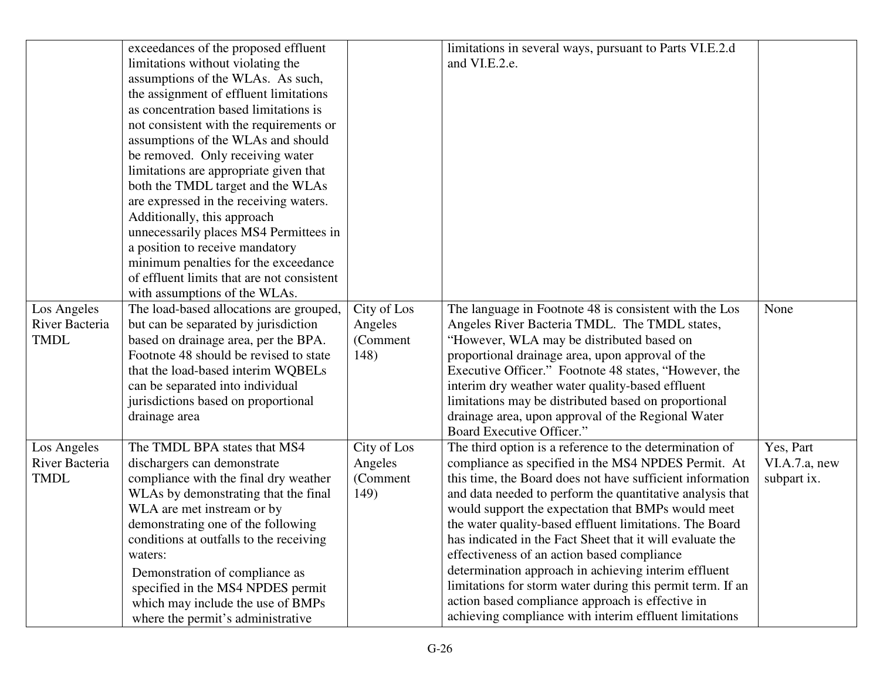| | | | | |
|---|---|---|---|---|
| | exceedances of the proposed effluent limitations without violating the assumptions of the WLAs. As such, the assignment of effluent limitations as concentration based limitations is not consistent with the requirements or assumptions of the WLAs and should be removed. Only receiving water limitations are appropriate given that both the TMDL target and the WLAs are expressed in the receiving waters. Additionally, this approach unnecessarily places MS4 Permittees in a position to receive mandatory minimum penalties for the exceedance of effluent limits that are not consistent with assumptions of the WLAs. | | limitations in several ways, pursuant to Parts VI.E.2.d and VI.E.2.e. | |
| Los Angeles River Bacteria TMDL | The load-based allocations are grouped, but can be separated by jurisdiction based on drainage area, per the BPA. Footnote 48 should be revised to state that the load-based interim WQBELs can be separated into individual jurisdictions based on proportional drainage area | City of Los Angeles (Comment 148) | The language in Footnote 48 is consistent with the Los Angeles River Bacteria TMDL. The TMDL states, "However, WLA may be distributed based on proportional drainage area, upon approval of the Executive Officer." Footnote 48 states, "However, the interim dry weather water quality-based effluent limitations may be distributed based on proportional drainage area, upon approval of the Regional Water Board Executive Officer." | None |
| Los Angeles River Bacteria TMDL | The TMDL BPA states that MS4 dischargers can demonstrate compliance with the final dry weather WLAs by demonstrating that the final WLA are met instream or by demonstrating one of the following conditions at outfalls to the receiving waters:<br><br>Demonstration of compliance as specified in the MS4 NPDES permit which may include the use of BMPs where the permit's administrative | City of Los Angeles (Comment 149) | The third option is a reference to the determination of compliance as specified in the MS4 NPDES Permit. At this time, the Board does not have sufficient information and data needed to perform the quantitative analysis that would support the expectation that BMPs would meet the water quality-based effluent limitations. The Board has indicated in the Fact Sheet that it will evaluate the effectiveness of an action based compliance determination approach in achieving interim effluent limitations for storm water during this permit term. If an action based compliance approach is effective in achieving compliance with interim effluent limitations | Yes, Part VI.A.7.a, new subpart ix. |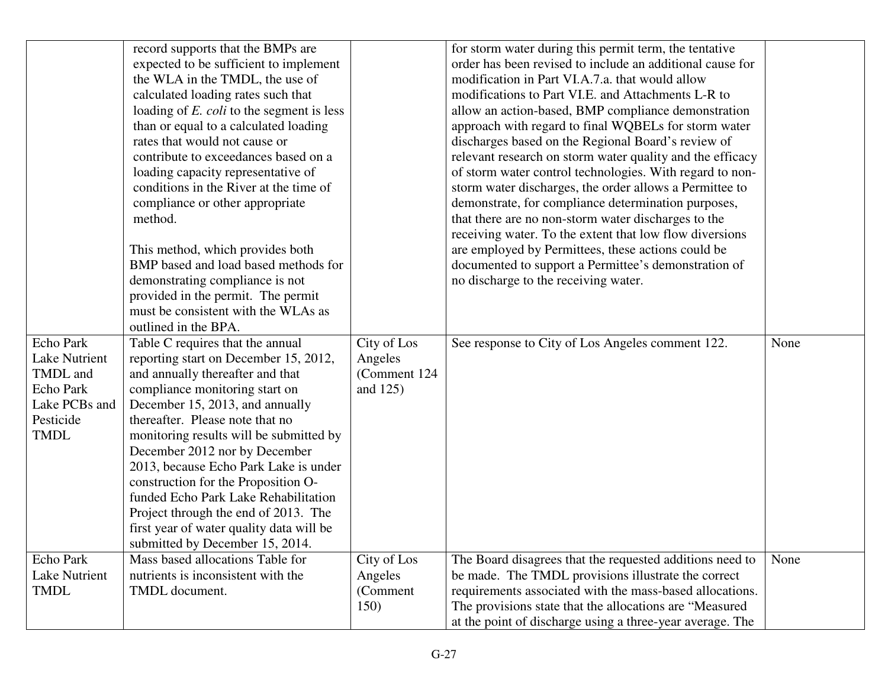| | | | | |
|---|---|---|---|---|
| | record supports that the BMPs are expected to be sufficient to implement the WLA in the TMDL, the use of calculated loading rates such that loading of *E. coli* to the segment is less than or equal to a calculated loading rates that would not cause or contribute to exceedances based on a loading capacity representative of conditions in the River at the time of compliance or other appropriate method.<br><br>This method, which provides both BMP based and load based methods for demonstrating compliance is not provided in the permit. The permit must be consistent with the WLAs as outlined in the BPA. | | for storm water during this permit term, the tentative order has been revised to include an additional cause for modification in Part VI.A.7.a. that would allow modifications to Part VI.E. and Attachments L-R to allow an action-based, BMP compliance demonstration approach with regard to final WQBELs for storm water discharges based on the Regional Board's review of relevant research on storm water quality and the efficacy of storm water control technologies. With regard to non-storm water discharges, the order allows a Permittee to demonstrate, for compliance determination purposes, that there are no non-storm water discharges to the receiving water. To the extent that low flow diversions are employed by Permittees, these actions could be documented to support a Permittee's demonstration of no discharge to the receiving water. | |
| Echo Park Lake Nutrient TMDL and Echo Park Lake PCBs and Pesticide TMDL | Table C requires that the annual reporting start on December 15, 2012, and annually thereafter and that compliance monitoring start on December 15, 2013, and annually thereafter. Please note that no monitoring results will be submitted by December 2012 nor by December 2013, because Echo Park Lake is under construction for the Proposition O-funded Echo Park Lake Rehabilitation Project through the end of 2013. The first year of water quality data will be submitted by December 15, 2014. | City of Los Angeles (Comment 124 and 125) | See response to City of Los Angeles comment 122. | None |
| Echo Park Lake Nutrient TMDL | Mass based allocations Table for nutrients is inconsistent with the TMDL document. | City of Los Angeles (Comment 150) | The Board disagrees that the requested additions need to be made. The TMDL provisions illustrate the correct requirements associated with the mass-based allocations. The provisions state that the allocations are "Measured at the point of discharge using a three-year average. The | None |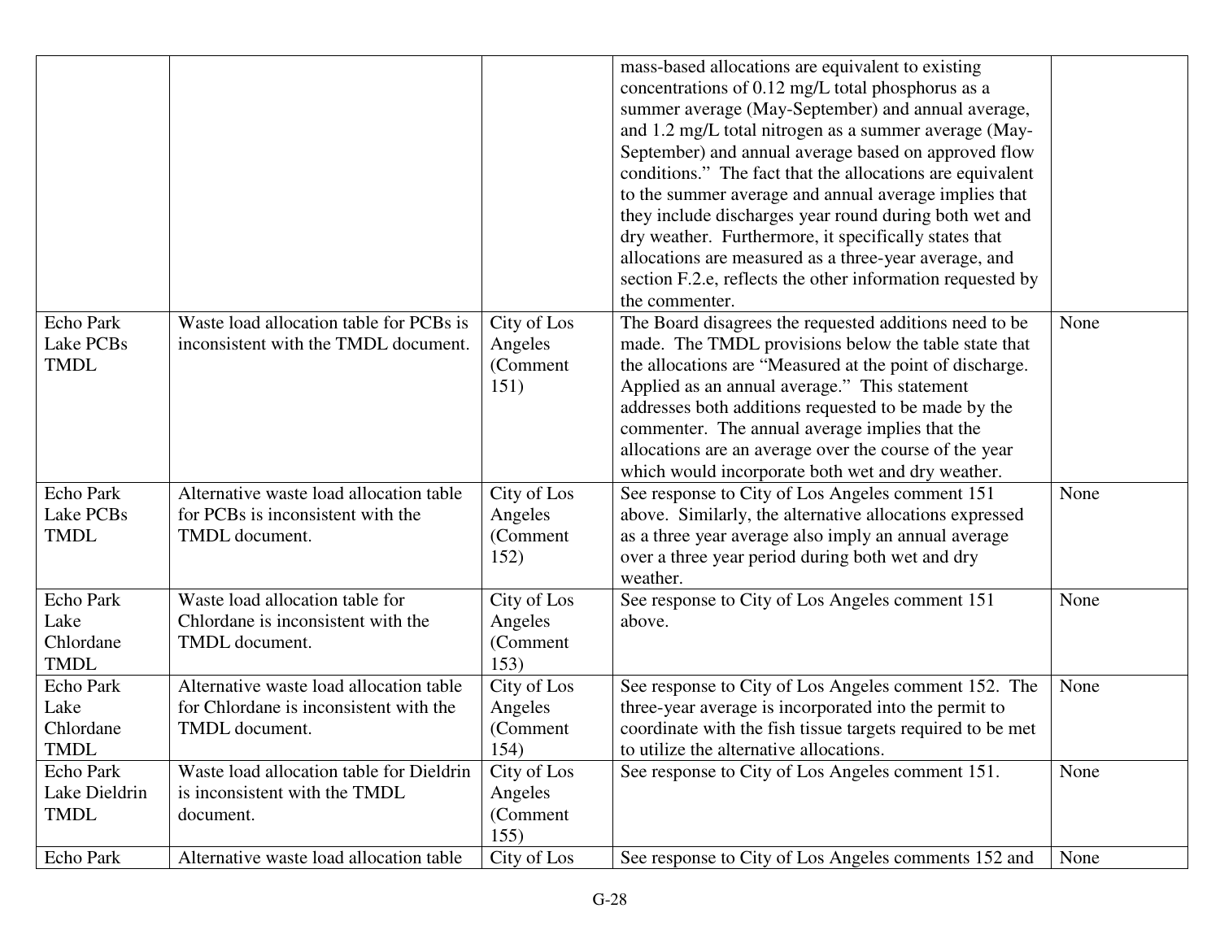| | | | | |
|---|---|---|---|---|
| | | | mass-based allocations are equivalent to existing concentrations of 0.12 mg/L total phosphorus as a summer average (May-September) and annual average, and 1.2 mg/L total nitrogen as a summer average (May-September) and annual average based on approved flow conditions." The fact that the allocations are equivalent to the summer average and annual average implies that they include discharges year round during both wet and dry weather. Furthermore, it specifically states that allocations are measured as a three-year average, and section F.2.e, reflects the other information requested by the commenter. | |
| Echo Park Lake PCBs TMDL | Waste load allocation table for PCBs is inconsistent with the TMDL document. | City of Los Angeles (Comment 151) | The Board disagrees the requested additions need to be made. The TMDL provisions below the table state that the allocations are "Measured at the point of discharge. Applied as an annual average." This statement addresses both additions requested to be made by the commenter. The annual average implies that the allocations are an average over the course of the year which would incorporate both wet and dry weather. | None |
| Echo Park Lake PCBs TMDL | Alternative waste load allocation table for PCBs is inconsistent with the TMDL document. | City of Los Angeles (Comment 152) | See response to City of Los Angeles comment 151 above. Similarly, the alternative allocations expressed as a three year average also imply an annual average over a three year period during both wet and dry weather. | None |
| Echo Park Lake Chlordane TMDL | Waste load allocation table for Chlordane is inconsistent with the TMDL document. | City of Los Angeles (Comment 153) | See response to City of Los Angeles comment 151 above. | None |
| Echo Park Lake Chlordane TMDL | Alternative waste load allocation table for Chlordane is inconsistent with the TMDL document. | City of Los Angeles (Comment 154) | See response to City of Los Angeles comment 152. The three-year average is incorporated into the permit to coordinate with the fish tissue targets required to be met to utilize the alternative allocations. | None |
| Echo Park Lake Dieldrin TMDL | Waste load allocation table for Dieldrin is inconsistent with the TMDL document. | City of Los Angeles (Comment 155) | See response to City of Los Angeles comment 151. | None |
| Echo Park | Alternative waste load allocation table | City of Los | See response to City of Los Angeles comments 152 and | None |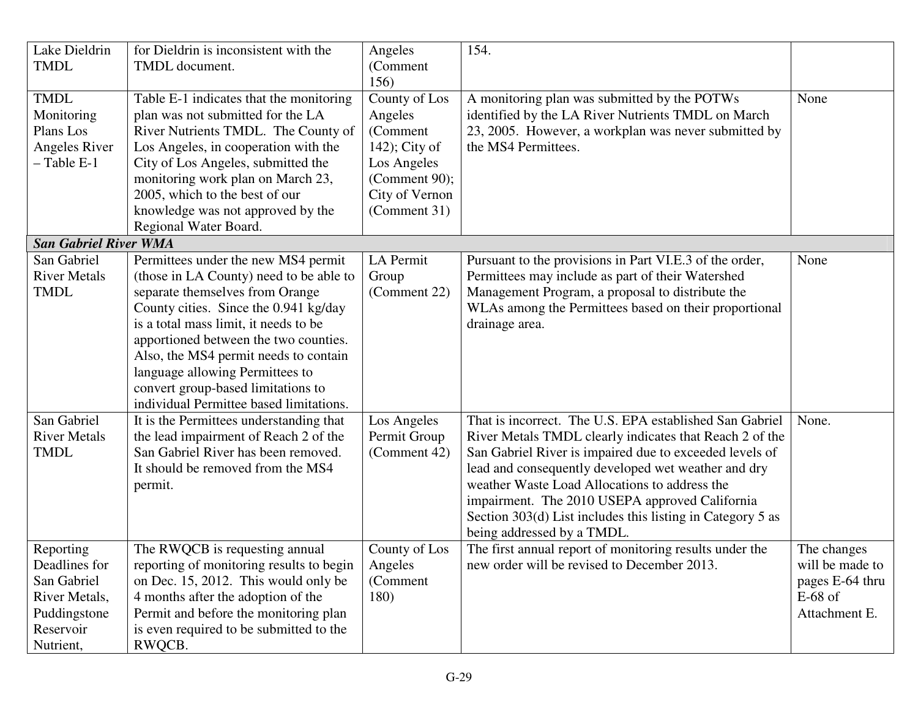| | | | | |
|---|---|---|---|---|
| Lake Dieldrin TMDL | for Dieldrin is inconsistent with the TMDL document. | Angeles (Comment 156) | 154. | |
| TMDL Monitoring Plans Los Angeles River – Table E-1 | Table E-1 indicates that the monitoring plan was not submitted for the LA River Nutrients TMDL. The County of Los Angeles, in cooperation with the City of Los Angeles, submitted the monitoring work plan on March 23, 2005, which to the best of our knowledge was not approved by the Regional Water Board. | County of Los Angeles (Comment 142); City of Los Angeles (Comment 90); City of Vernon (Comment 31) | A monitoring plan was submitted by the POTWs identified by the LA River Nutrients TMDL on March 23, 2005. However, a workplan was never submitted by the MS4 Permittees. | None |
| ***San Gabriel River WMA*** | | | | |
| San Gabriel River Metals TMDL | Permittees under the new MS4 permit (those in LA County) need to be able to separate themselves from Orange County cities. Since the 0.941 kg/day is a total mass limit, it needs to be apportioned between the two counties. Also, the MS4 permit needs to contain language allowing Permittees to convert group-based limitations to individual Permittee based limitations. | LA Permit Group (Comment 22) | Pursuant to the provisions in Part VI.E.3 of the order, Permittees may include as part of their Watershed Management Program, a proposal to distribute the WLAs among the Permittees based on their proportional drainage area. | None |
| San Gabriel River Metals TMDL | It is the Permittees understanding that the lead impairment of Reach 2 of the San Gabriel River has been removed. It should be removed from the MS4 permit. | Los Angeles Permit Group (Comment 42) | That is incorrect. The U.S. EPA established San Gabriel River Metals TMDL clearly indicates that Reach 2 of the San Gabriel River is impaired due to exceeded levels of lead and consequently developed wet weather and dry weather Waste Load Allocations to address the impairment. The 2010 USEPA approved California Section 303(d) List includes this listing in Category 5 as being addressed by a TMDL. | None. |
| Reporting Deadlines for San Gabriel River Metals, Puddingstone Reservoir Nutrient, | The RWQCB is requesting annual reporting of monitoring results to begin on Dec. 15, 2012. This would only be 4 months after the adoption of the Permit and before the monitoring plan is even required to be submitted to the RWQCB. | County of Los Angeles (Comment 180) | The first annual report of monitoring results under the new order will be revised to December 2013. | The changes will be made to pages E-64 thru E-68 of Attachment E. |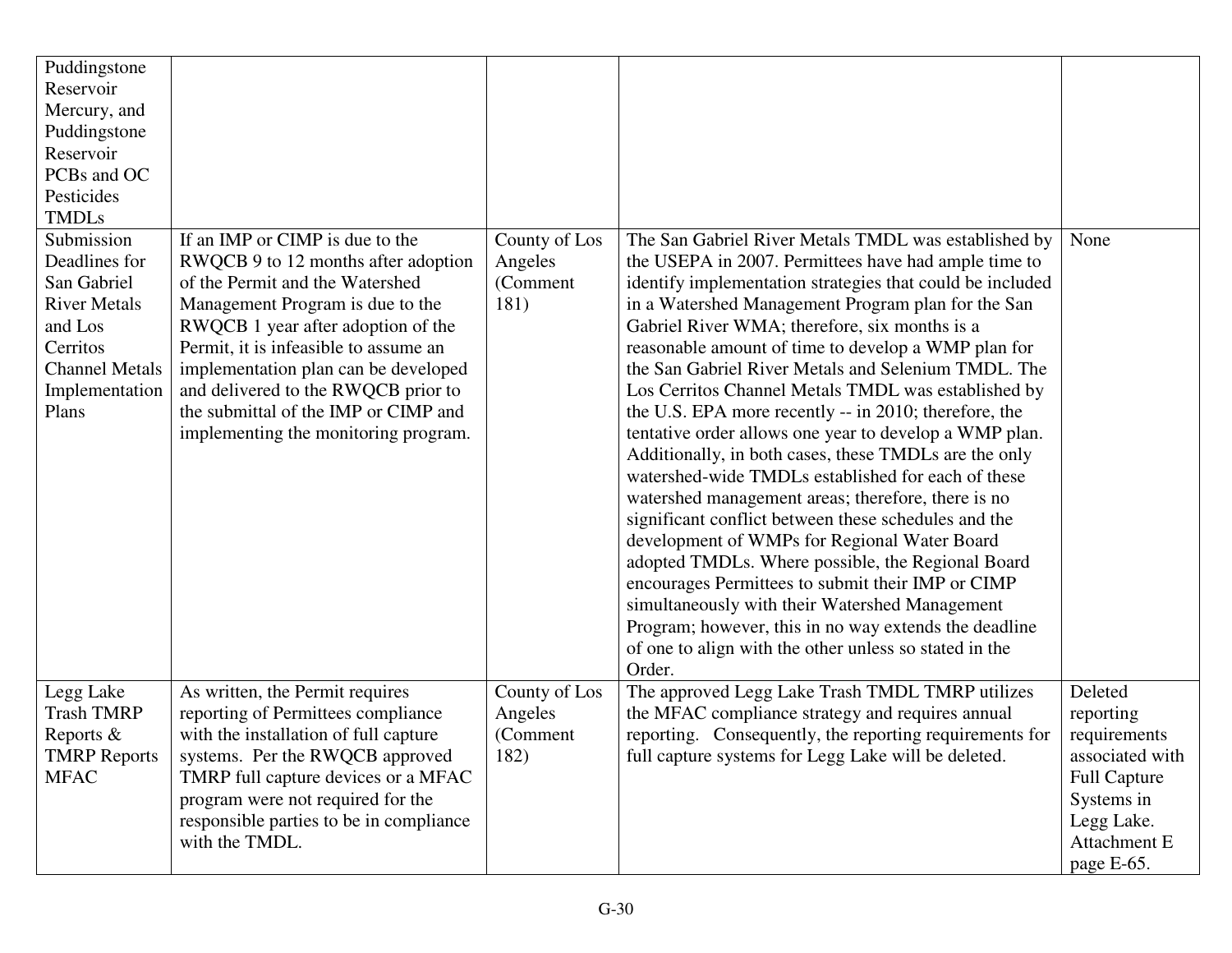| | | | | |
|---|---|---|---|---|
| Puddingstone Reservoir Mercury, and Puddingstone Reservoir PCBs and OC Pesticides TMDLs | | | | |
| Submission Deadlines for San Gabriel River Metals and Los Cerritos Channel Metals Implementation Plans | If an IMP or CIMP is due to the RWQCB 9 to 12 months after adoption of the Permit and the Watershed Management Program is due to the RWQCB 1 year after adoption of the Permit, it is infeasible to assume an implementation plan can be developed and delivered to the RWQCB prior to the submittal of the IMP or CIMP and implementing the monitoring program. | County of Los Angeles (Comment 181) | The San Gabriel River Metals TMDL was established by the USEPA in 2007. Permittees have had ample time to identify implementation strategies that could be included in a Watershed Management Program plan for the San Gabriel River WMA; therefore, six months is a reasonable amount of time to develop a WMP plan for the San Gabriel River Metals and Selenium TMDL. The Los Cerritos Channel Metals TMDL was established by the U.S. EPA more recently -- in 2010; therefore, the tentative order allows one year to develop a WMP plan. Additionally, in both cases, these TMDLs are the only watershed-wide TMDLs established for each of these watershed management areas; therefore, there is no significant conflict between these schedules and the development of WMPs for Regional Water Board adopted TMDLs. Where possible, the Regional Board encourages Permittees to submit their IMP or CIMP simultaneously with their Watershed Management Program; however, this in no way extends the deadline of one to align with the other unless so stated in the Order. | None |
| Legg Lake Trash TMRP Reports & TMRP Reports MFAC | As written, the Permit requires reporting of Permittees compliance with the installation of full capture systems. Per the RWQCB approved TMRP full capture devices or a MFAC program were not required for the responsible parties to be in compliance with the TMDL. | County of Los Angeles (Comment 182) | The approved Legg Lake Trash TMDL TMRP utilizes the MFAC compliance strategy and requires annual reporting. Consequently, the reporting requirements for full capture systems for Legg Lake will be deleted. | Deleted reporting requirements associated with Full Capture Systems in Legg Lake. Attachment E page E-65. |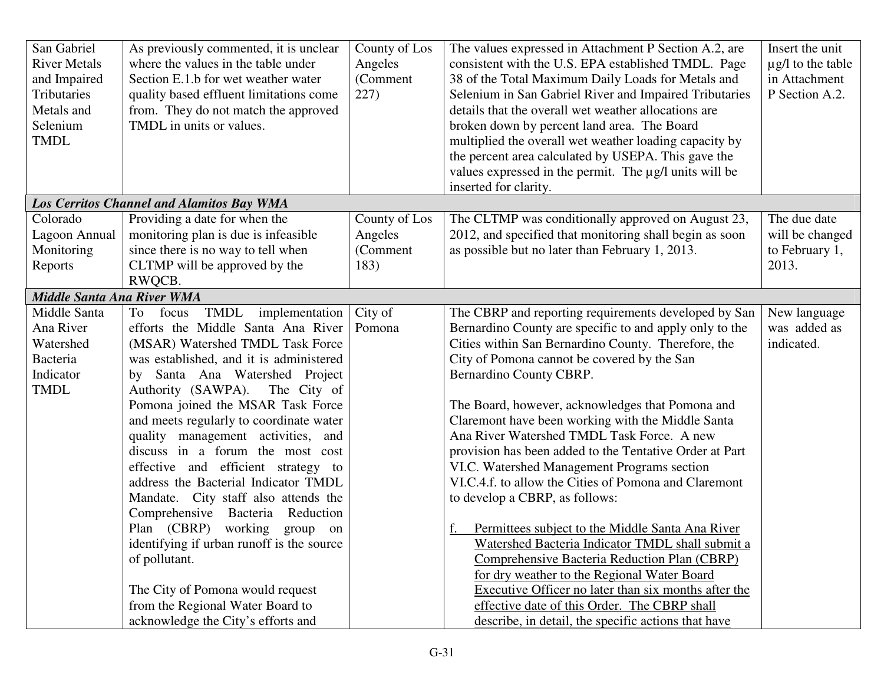| | | | | |
|---|---|---|---|---|
| San Gabriel River Metals and Impaired Tributaries Metals and Selenium TMDL | As previously commented, it is unclear where the values in the table under Section E.1.b for wet weather water quality based effluent limitations come from. They do not match the approved TMDL in units or values. | County of Los Angeles (Comment 227) | The values expressed in Attachment P Section A.2, are consistent with the U.S. EPA established TMDL. Page 38 of the Total Maximum Daily Loads for Metals and Selenium in San Gabriel River and Impaired Tributaries details that the overall wet weather allocations are broken down by percent land area. The Board multiplied the overall wet weather loading capacity by the percent area calculated by USEPA. This gave the values expressed in the permit. The µg/l units will be inserted for clarity. | Insert the unit µg/l to the table in Attachment P Section A.2. |
| ***Los Cerritos Channel and Alamitos Bay WMA*** | | | | |
| Colorado Lagoon Annual Monitoring Reports | Providing a date for when the monitoring plan is due is infeasible since there is no way to tell when CLTMP will be approved by the RWQCB. | County of Los Angeles (Comment 183) | The CLTMP was conditionally approved on August 23, 2012, and specified that monitoring shall begin as soon as possible but no later than February 1, 2013. | The due date will be changed to February 1, 2013. |
| ***Middle Santa Ana River WMA*** | | | | |
| Middle Santa Ana River Watershed Bacteria Indicator TMDL | To focus TMDL implementation efforts the Middle Santa Ana River (MSAR) Watershed TMDL Task Force was established, and it is administered by Santa Ana Watershed Project Authority (SAWPA). The City of Pomona joined the MSAR Task Force and meets regularly to coordinate water quality management activities, and discuss in a forum the most cost effective and efficient strategy to address the Bacterial Indicator TMDL Mandate. City staff also attends the Comprehensive Bacteria Reduction Plan (CBRP) working group on identifying if urban runoff is the source of pollutant.<br><br>The City of Pomona would request from the Regional Water Board to acknowledge the City's efforts and | City of Pomona | The CBRP and reporting requirements developed by San Bernardino County are specific to and apply only to the Cities within San Bernardino County. Therefore, the City of Pomona cannot be covered by the San Bernardino County CBRP.<br><br>The Board, however, acknowledges that Pomona and Claremont have been working with the Middle Santa Ana River Watershed TMDL Task Force. A new provision has been added to the Tentative Order at Part VI.C. Watershed Management Programs section VI.C.4.f. to allow the Cities of Pomona and Claremont to develop a CBRP, as follows:<br><br>f. <u>Permittees subject to the Middle Santa Ana River Watershed Bacteria Indicator TMDL shall submit a Comprehensive Bacteria Reduction Plan (CBRP) for dry weather to the Regional Water Board Executive Officer no later than six months after the effective date of this Order. The CBRP shall describe, in detail, the specific actions that have</u> | New language was added as indicated. |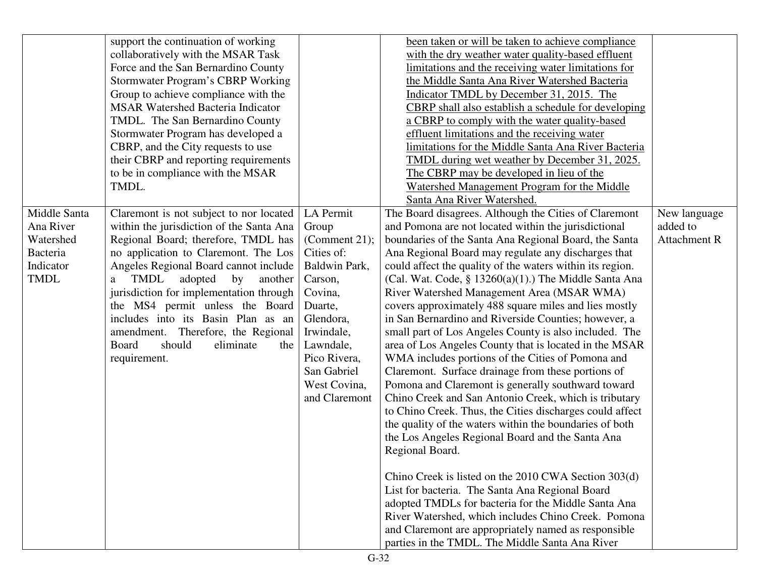| | | | | |
|---|---|---|---|---|
| | support the continuation of working collaboratively with the MSAR Task Force and the San Bernardino County Stormwater Program's CBRP Working Group to achieve compliance with the MSAR Watershed Bacteria Indicator TMDL. The San Bernardino County Stormwater Program has developed a CBRP, and the City requests to use their CBRP and reporting requirements to be in compliance with the MSAR TMDL. | | been taken or will be taken to achieve compliance with the dry weather water quality-based effluent limitations and the receiving water limitations for the Middle Santa Ana River Watershed Bacteria Indicator TMDL by December 31, 2015. The CBRP shall also establish a schedule for developing a CBRP to comply with the water quality-based effluent limitations and the receiving water limitations for the Middle Santa Ana River Bacteria TMDL during wet weather by December 31, 2025. The CBRP may be developed in lieu of the Watershed Management Program for the Middle Santa Ana River Watershed. | |
| Middle Santa Ana River Watershed Bacteria Indicator TMDL | Claremont is not subject to nor located within the jurisdiction of the Santa Ana Regional Board; therefore, TMDL has no application to Claremont. The Los Angeles Regional Board cannot include a TMDL adopted by another jurisdiction for implementation through the MS4 permit unless the Board includes into its Basin Plan as an amendment. Therefore, the Regional Board should eliminate the requirement. | LA Permit Group (Comment 21); Cities of: Baldwin Park, Carson, Covina, Duarte, Glendora, Irwindale, Lawndale, Pico Rivera, San Gabriel West Covina, and Claremont | The Board disagrees. Although the Cities of Claremont and Pomona are not located within the jurisdictional boundaries of the Santa Ana Regional Board, the Santa Ana Regional Board may regulate any discharges that could affect the quality of the waters within its region. (Cal. Wat. Code, § 13260(a)(1).) The Middle Santa Ana River Watershed Management Area (MSAR WMA) covers approximately 488 square miles and lies mostly in San Bernardino and Riverside Counties; however, a small part of Los Angeles County is also included. The area of Los Angeles County that is located in the MSAR WMA includes portions of the Cities of Pomona and Claremont. Surface drainage from these portions of Pomona and Claremont is generally southward toward Chino Creek and San Antonio Creek, which is tributary to Chino Creek. Thus, the Cities discharges could affect the quality of the waters within the boundaries of both the Los Angeles Regional Board and the Santa Ana Regional Board.<br><br>Chino Creek is listed on the 2010 CWA Section 303(d) List for bacteria. The Santa Ana Regional Board adopted TMDLs for bacteria for the Middle Santa Ana River Watershed, which includes Chino Creek. Pomona and Claremont are appropriately named as responsible parties in the TMDL. The Middle Santa Ana River | New language added to Attachment R |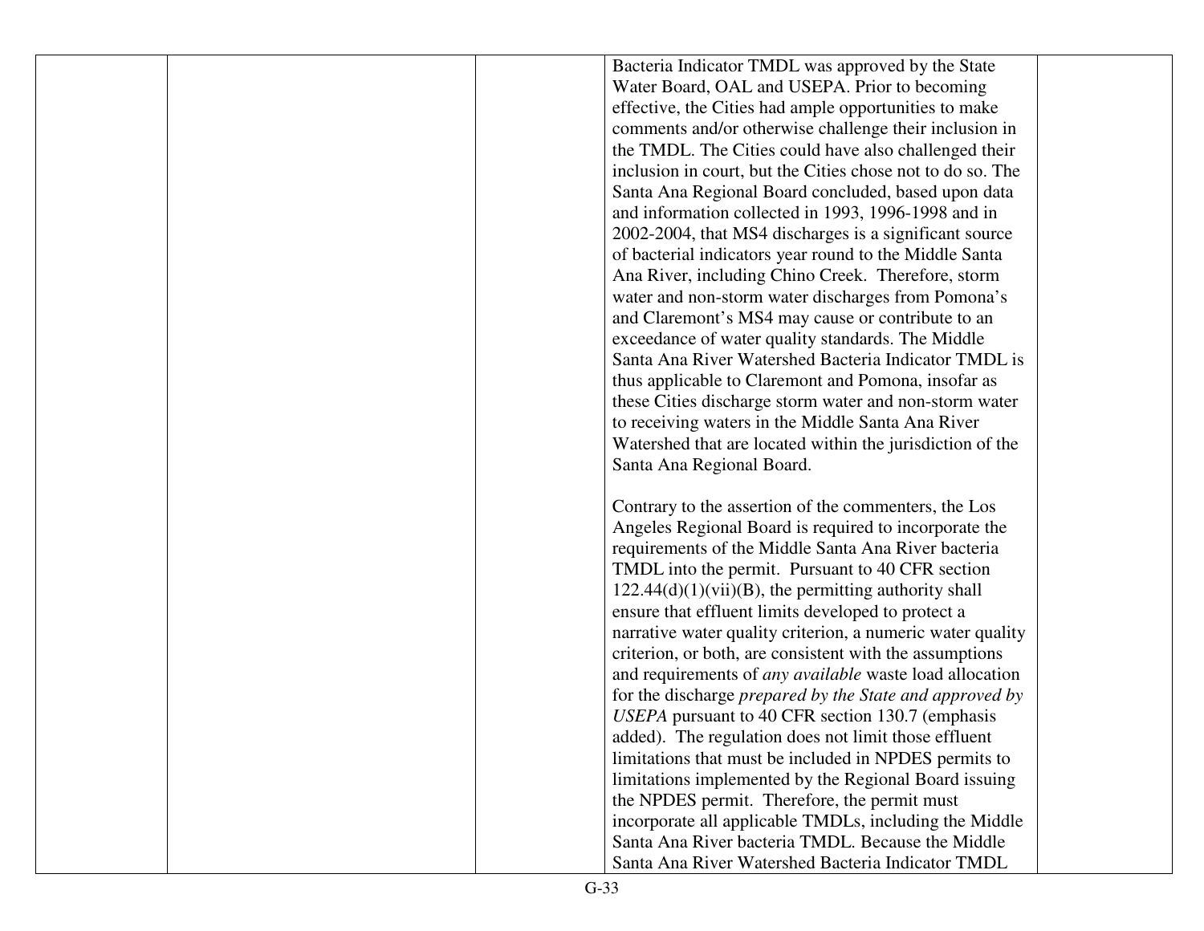| | | | | |
|---|---|---|---|---|
| | | | Bacteria Indicator TMDL was approved by the State Water Board, OAL and USEPA. Prior to becoming effective, the Cities had ample opportunities to make comments and/or otherwise challenge their inclusion in the TMDL. The Cities could have also challenged their inclusion in court, but the Cities chose not to do so. The Santa Ana Regional Board concluded, based upon data and information collected in 1993, 1996-1998 and in 2002-2004, that MS4 discharges is a significant source of bacterial indicators year round to the Middle Santa Ana River, including Chino Creek. Therefore, storm water and non-storm water discharges from Pomona's and Claremont's MS4 may cause or contribute to an exceedance of water quality standards. The Middle Santa Ana River Watershed Bacteria Indicator TMDL is thus applicable to Claremont and Pomona, insofar as these Cities discharge storm water and non-storm water to receiving waters in the Middle Santa Ana River Watershed that are located within the jurisdiction of the Santa Ana Regional Board.<br><br>Contrary to the assertion of the commenters, the Los Angeles Regional Board is required to incorporate the requirements of the Middle Santa Ana River bacteria TMDL into the permit. Pursuant to 40 CFR section 122.44(d)(1)(vii)(B), the permitting authority shall ensure that effluent limits developed to protect a narrative water quality criterion, a numeric water quality criterion, or both, are consistent with the assumptions and requirements of *any available* waste load allocation for the discharge *prepared by the State and approved by USEPA* pursuant to 40 CFR section 130.7 (emphasis added). The regulation does not limit those effluent limitations that must be included in NPDES permits to limitations implemented by the Regional Board issuing the NPDES permit. Therefore, the permit must incorporate all applicable TMDLs, including the Middle Santa Ana River bacteria TMDL. Because the Middle Santa Ana River Watershed Bacteria Indicator TMDL | |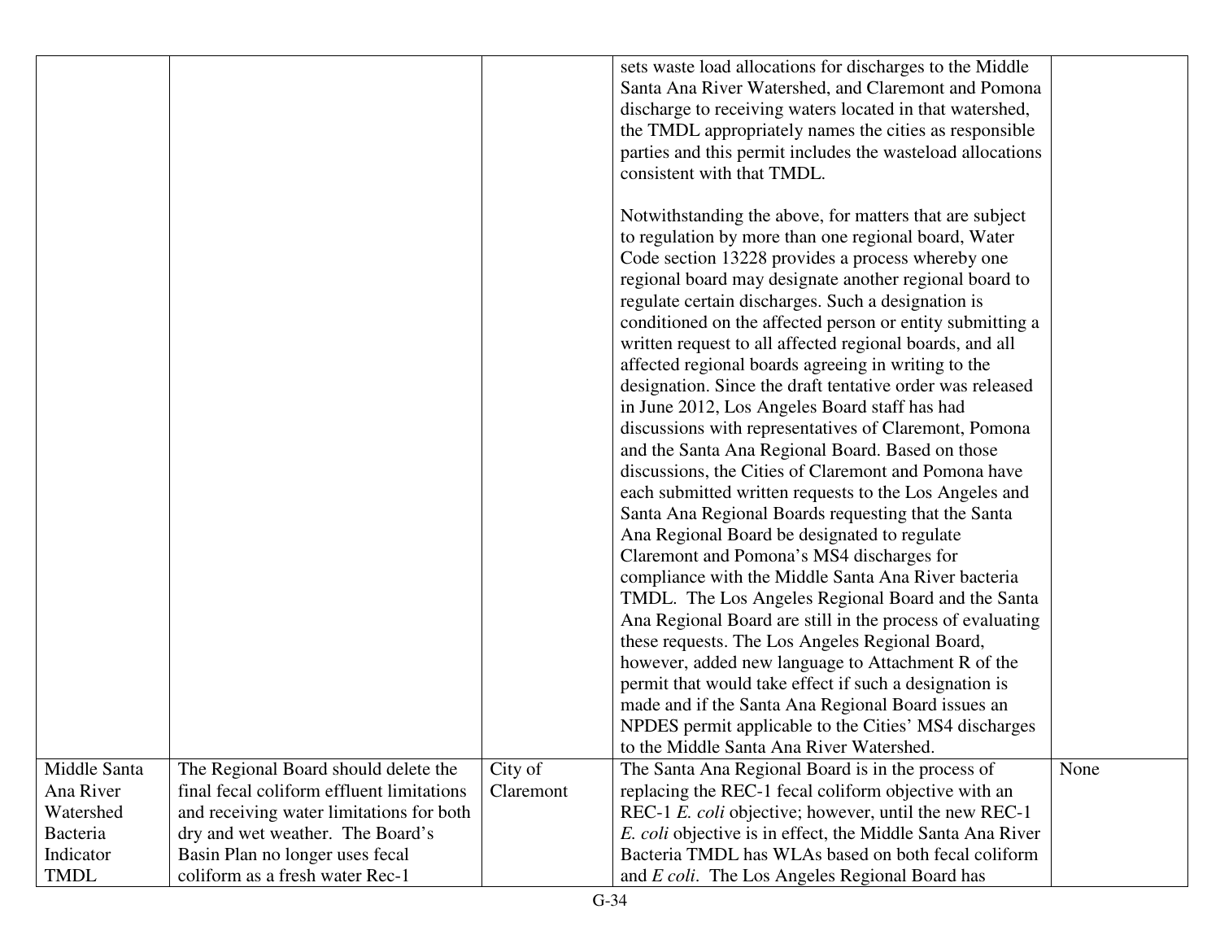| | | | | |
|---|---|---|---|---|
| | | | sets waste load allocations for discharges to the Middle Santa Ana River Watershed, and Claremont and Pomona discharge to receiving waters located in that watershed, the TMDL appropriately names the cities as responsible parties and this permit includes the wasteload allocations consistent with that TMDL.<br><br>Notwithstanding the above, for matters that are subject to regulation by more than one regional board, Water Code section 13228 provides a process whereby one regional board may designate another regional board to regulate certain discharges. Such a designation is conditioned on the affected person or entity submitting a written request to all affected regional boards, and all affected regional boards agreeing in writing to the designation. Since the draft tentative order was released in June 2012, Los Angeles Board staff has had discussions with representatives of Claremont, Pomona and the Santa Ana Regional Board. Based on those discussions, the Cities of Claremont and Pomona have each submitted written requests to the Los Angeles and Santa Ana Regional Boards requesting that the Santa Ana Regional Board be designated to regulate Claremont and Pomona's MS4 discharges for compliance with the Middle Santa Ana River bacteria TMDL. The Los Angeles Regional Board and the Santa Ana Regional Board are still in the process of evaluating these requests. The Los Angeles Regional Board, however, added new language to Attachment R of the permit that would take effect if such a designation is made and if the Santa Ana Regional Board issues an NPDES permit applicable to the Cities' MS4 discharges to the Middle Santa Ana River Watershed. | |
| Middle Santa Ana River Watershed Bacteria Indicator TMDL | The Regional Board should delete the final fecal coliform effluent limitations and receiving water limitations for both dry and wet weather. The Board's Basin Plan no longer uses fecal coliform as a fresh water Rec-1 | City of Claremont | The Santa Ana Regional Board is in the process of replacing the REC-1 fecal coliform objective with an REC-1 *E. coli* objective; however, until the new REC-1 *E. coli* objective is in effect, the Middle Santa Ana River Bacteria TMDL has WLAs based on both fecal coliform and *E coli*. The Los Angeles Regional Board has | None |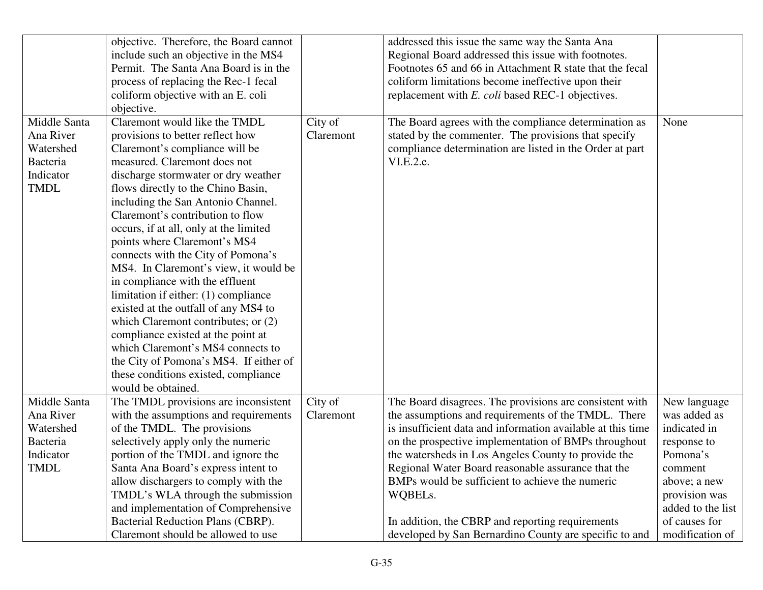| | | | | |
|---|---|---|---|---|
| | objective. Therefore, the Board cannot include such an objective in the MS4 Permit. The Santa Ana Board is in the process of replacing the Rec-1 fecal coliform objective with an E. coli objective. | | addressed this issue the same way the Santa Ana Regional Board addressed this issue with footnotes. Footnotes 65 and 66 in Attachment R state that the fecal coliform limitations become ineffective upon their replacement with *E. coli* based REC-1 objectives. | |
| Middle Santa Ana River Watershed Bacteria Indicator TMDL | Claremont would like the TMDL provisions to better reflect how Claremont's compliance will be measured. Claremont does not discharge stormwater or dry weather flows directly to the Chino Basin, including the San Antonio Channel. Claremont's contribution to flow occurs, if at all, only at the limited points where Claremont's MS4 connects with the City of Pomona's MS4. In Claremont's view, it would be in compliance with the effluent limitation if either: (1) compliance existed at the outfall of any MS4 to which Claremont contributes; or (2) compliance existed at the point at which Claremont's MS4 connects to the City of Pomona's MS4. If either of these conditions existed, compliance would be obtained. | City of Claremont | The Board agrees with the compliance determination as stated by the commenter. The provisions that specify compliance determination are listed in the Order at part VI.E.2.e. | None |
| Middle Santa Ana River Watershed Bacteria Indicator TMDL | The TMDL provisions are inconsistent with the assumptions and requirements of the TMDL. The provisions selectively apply only the numeric portion of the TMDL and ignore the Santa Ana Board's express intent to allow dischargers to comply with the TMDL's WLA through the submission and implementation of Comprehensive Bacterial Reduction Plans (CBRP). Claremont should be allowed to use | City of Claremont | The Board disagrees. The provisions are consistent with the assumptions and requirements of the TMDL. There is insufficient data and information available at this time on the prospective implementation of BMPs throughout the watersheds in Los Angeles County to provide the Regional Water Board reasonable assurance that the BMPs would be sufficient to achieve the numeric WQBELs.<br><br>In addition, the CBRP and reporting requirements developed by San Bernardino County are specific to and | New language was added as indicated in response to Pomona's comment above; a new provision was added to the list of causes for modification of |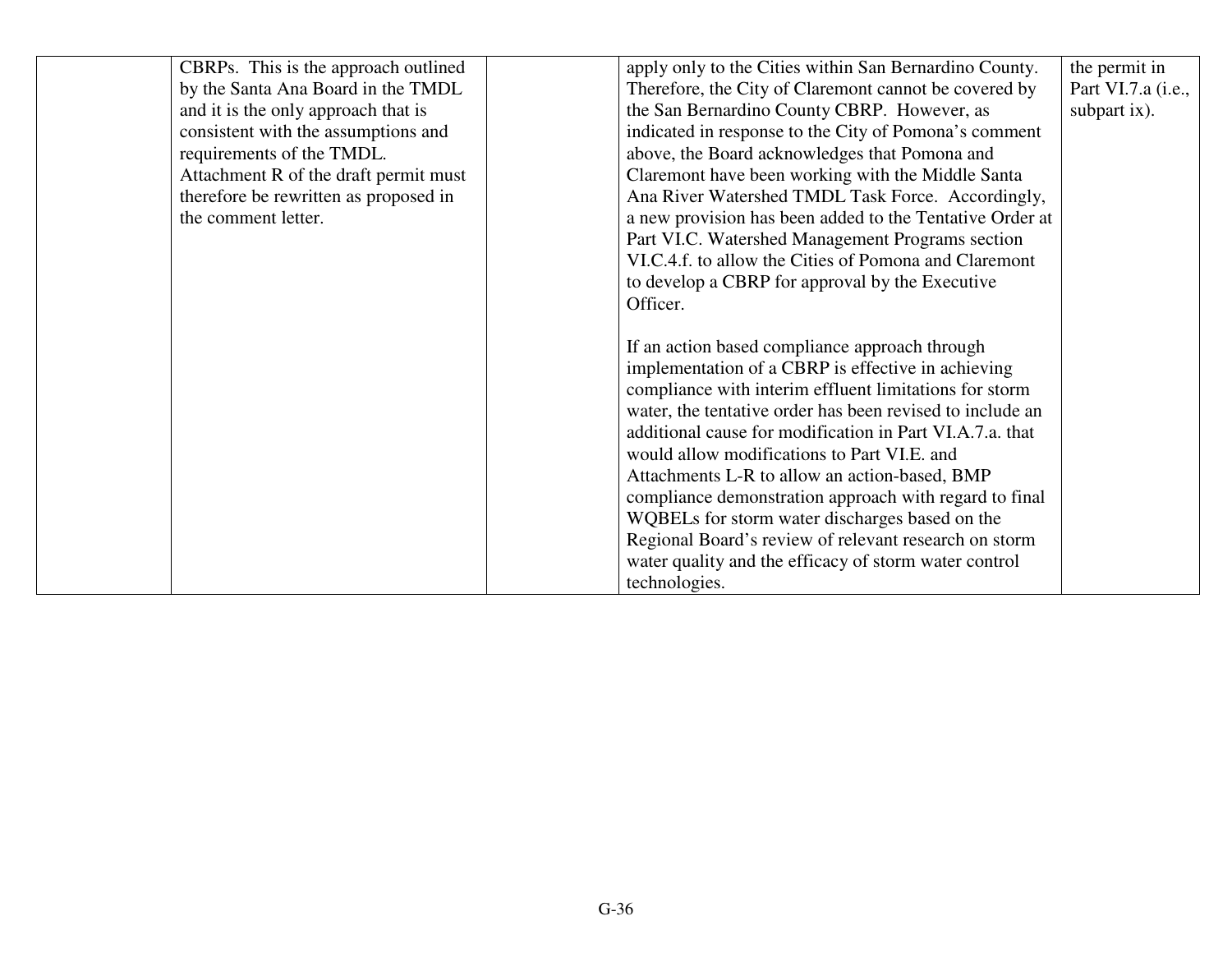| | | | | |
|---|---|---|---|---|
| | CBRPs. This is the approach outlined by the Santa Ana Board in the TMDL and it is the only approach that is consistent with the assumptions and requirements of the TMDL. Attachment R of the draft permit must therefore be rewritten as proposed in the comment letter. | | apply only to the Cities within San Bernardino County. Therefore, the City of Claremont cannot be covered by the San Bernardino County CBRP. However, as indicated in response to the City of Pomona's comment above, the Board acknowledges that Pomona and Claremont have been working with the Middle Santa Ana River Watershed TMDL Task Force. Accordingly, a new provision has been added to the Tentative Order at Part VI.C. Watershed Management Programs section VI.C.4.f. to allow the Cities of Pomona and Claremont to develop a CBRP for approval by the Executive Officer.<br><br>If an action based compliance approach through implementation of a CBRP is effective in achieving compliance with interim effluent limitations for storm water, the tentative order has been revised to include an additional cause for modification in Part VI.A.7.a. that would allow modifications to Part VI.E. and Attachments L-R to allow an action-based, BMP compliance demonstration approach with regard to final WQBELs for storm water discharges based on the Regional Board's review of relevant research on storm water quality and the efficacy of storm water control technologies. | the permit in Part VI.7.a (i.e., subpart ix). |